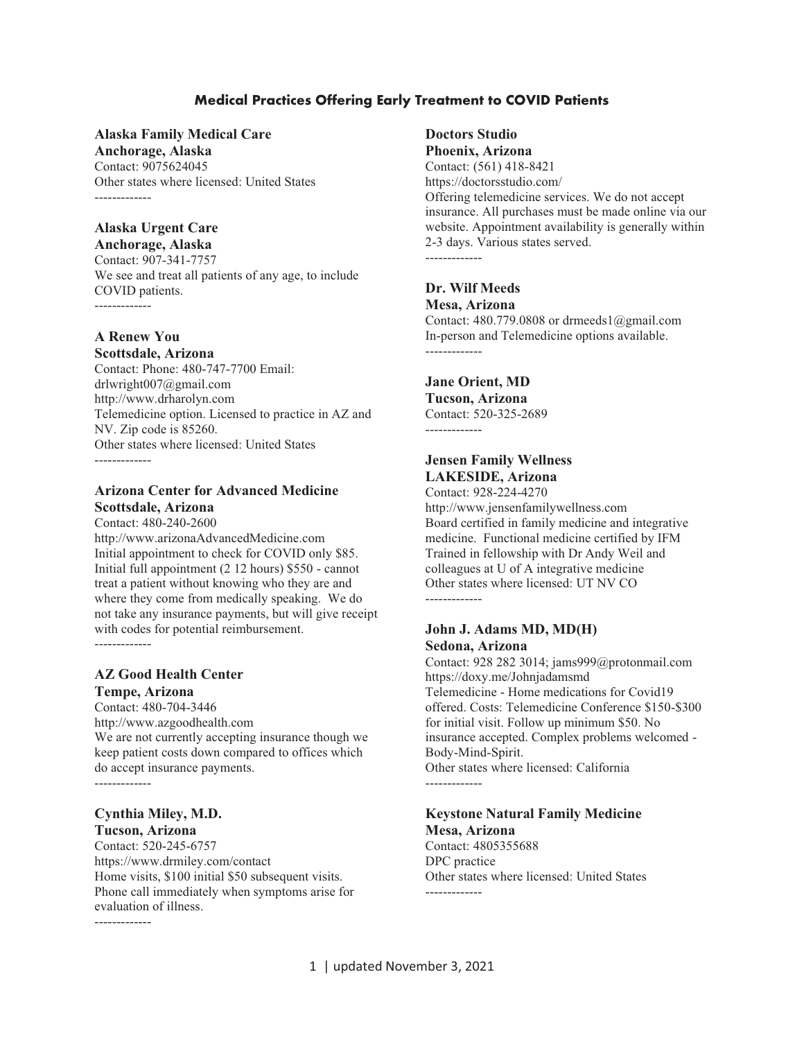# Medical Practices Offering Early Treatment to COVID Patients

**Alaska Family Medical Care**
**Anchorage, Alaska**
Contact: 9075624045
Other states where licensed: United States
-------------

**Alaska Urgent Care**
**Anchorage, Alaska**
Contact: 907-341-7757
We see and treat all patients of any age, to include COVID patients.
-------------

**A Renew You**
**Scottsdale, Arizona**
Contact: Phone: 480-747-7700 Email: drlwright007@gmail.com
http://www.drharolyn.com
Telemedicine option. Licensed to practice in AZ and NV. Zip code is 85260.
Other states where licensed: United States
-------------

**Arizona Center for Advanced Medicine**
**Scottsdale, Arizona**
Contact: 480-240-2600
http://www.arizonaAdvancedMedicine.com
Initial appointment to check for COVID only $85. Initial full appointment (2 12 hours) $550 - cannot treat a patient without knowing who they are and where they come from medically speaking. We do not take any insurance payments, but will give receipt with codes for potential reimbursement.
-------------

**AZ Good Health Center**
**Tempe, Arizona**
Contact: 480-704-3446
http://www.azgoodhealth.com
We are not currently accepting insurance though we keep patient costs down compared to offices which do accept insurance payments.
-------------

**Cynthia Miley, M.D.**
**Tucson, Arizona**
Contact: 520-245-6757
https://www.drmiley.com/contact
Home visits, $100 initial $50 subsequent visits. Phone call immediately when symptoms arise for evaluation of illness.
-------------

**Doctors Studio**
**Phoenix, Arizona**
Contact: (561) 418-8421
https://doctorsstudio.com/
Offering telemedicine services. We do not accept insurance. All purchases must be made online via our website. Appointment availability is generally within 2-3 days. Various states served.
-------------

**Dr. Wilf Meeds**
**Mesa, Arizona**
Contact: 480.779.0808 or drmeeds1@gmail.com
In-person and Telemedicine options available.
-------------

**Jane Orient, MD**
**Tucson, Arizona**
Contact: 520-325-2689
-------------

**Jensen Family Wellness**
**LAKESIDE, Arizona**
Contact: 928-224-4270
http://www.jensenfamilywellness.com
Board certified in family medicine and integrative medicine. Functional medicine certified by IFM Trained in fellowship with Dr Andy Weil and colleagues at U of A integrative medicine
Other states where licensed: UT NV CO
-------------

**John J. Adams MD, MD(H)**
**Sedona, Arizona**
Contact: 928 282 3014; jams999@protonmail.com
https://doxy.me/Johnjadamsmd
Telemedicine - Home medications for Covid19 offered. Costs: Telemedicine Conference $150-$300 for initial visit. Follow up minimum $50. No insurance accepted. Complex problems welcomed - Body-Mind-Spirit.
Other states where licensed: California
-------------

**Keystone Natural Family Medicine**
**Mesa, Arizona**
Contact: 4805355688
DPC practice
Other states where licensed: United States
-------------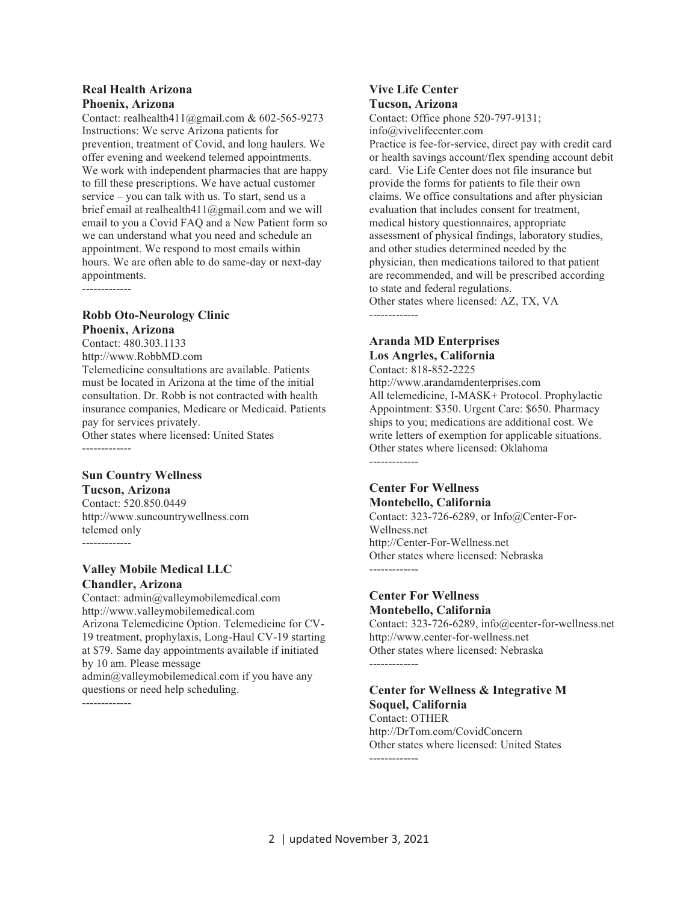**Real Health Arizona**
**Phoenix, Arizona**

Contact: realhealth411@gmail.com & 602-565-9273
Instructions: We serve Arizona patients for prevention, treatment of Covid, and long haulers. We offer evening and weekend telemed appointments. We work with independent pharmacies that are happy to fill these prescriptions. We have actual customer service – you can talk with us. To start, send us a brief email at realhealth411@gmail.com and we will email to you a Covid FAQ and a New Patient form so we can understand what you need and schedule an appointment. We respond to most emails within hours. We are often able to do same-day or next-day appointments.

-------------

**Robb Oto-Neurology Clinic**
**Phoenix, Arizona**

Contact: 480.303.1133
http://www.RobbMD.com
Telemedicine consultations are available. Patients must be located in Arizona at the time of the initial consultation. Dr. Robb is not contracted with health insurance companies, Medicare or Medicaid. Patients pay for services privately.
Other states where licensed: United States

-------------

**Sun Country Wellness**
**Tucson, Arizona**

Contact: 520.850.0449
http://www.suncountrywellness.com
telemed only

-------------

**Valley Mobile Medical LLC**
**Chandler, Arizona**

Contact: admin@valleymobilemedical.com
http://www.valleymobilemedical.com
Arizona Telemedicine Option. Telemedicine for CV-19 treatment, prophylaxis, Long-Haul CV-19 starting at $79. Same day appointments available if initiated by 10 am. Please message admin@valleymobilemedical.com if you have any questions or need help scheduling.

-------------

**Vive Life Center**
**Tucson, Arizona**

Contact: Office phone 520-797-9131; info@vivelifecenter.com
Practice is fee-for-service, direct pay with credit card or health savings account/flex spending account debit card. Vie Life Center does not file insurance but provide the forms for patients to file their own claims. We office consultations and after physician evaluation that includes consent for treatment, medical history questionnaires, appropriate assessment of physical findings, laboratory studies, and other studies determined needed by the physician, then medications tailored to that patient are recommended, and will be prescribed according to state and federal regulations.
Other states where licensed: AZ, TX, VA

-------------

**Aranda MD Enterprises**
**Los Angrles, California**

Contact: 818-852-2225
http://www.arandamdenterprises.com
All telemedicine, I-MASK+ Protocol. Prophylactic Appointment: $350. Urgent Care: $650. Pharmacy ships to you; medications are additional cost. We write letters of exemption for applicable situations.
Other states where licensed: Oklahoma

-------------

**Center For Wellness**
**Montebello, California**

Contact: 323-726-6289, or Info@Center-For-Wellness.net
http://Center-For-Wellness.net
Other states where licensed: Nebraska

-------------

**Center For Wellness**
**Montebello, California**

Contact: 323-726-6289, info@center-for-wellness.net
http://www.center-for-wellness.net
Other states where licensed: Nebraska

-------------

**Center for Wellness & Integrative M**
**Soquel, California**

Contact: OTHER
http://DrTom.com/CovidConcern
Other states where licensed: United States

-------------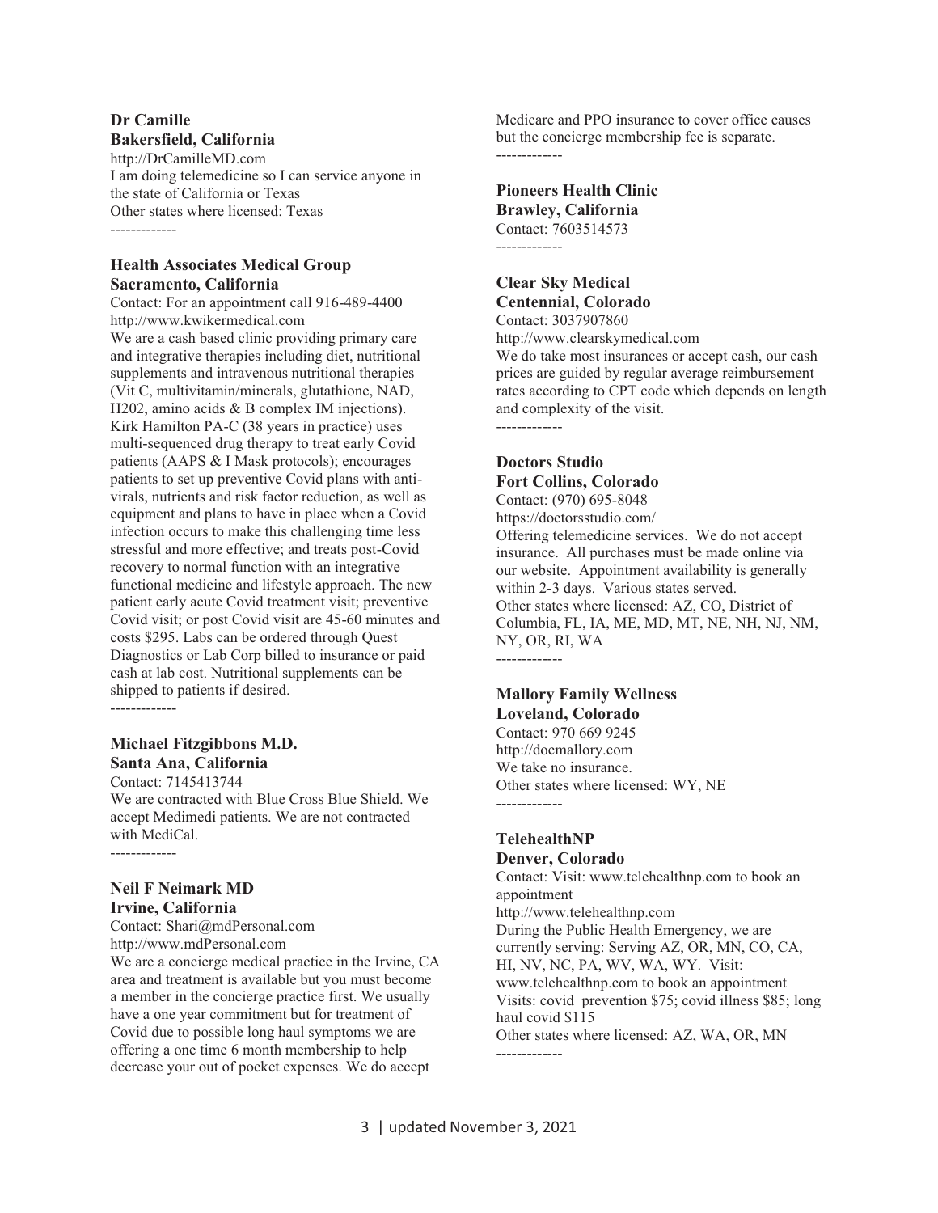**Dr Camille**
**Bakersfield, California**
http://DrCamilleMD.com
I am doing telemedicine so I can service anyone in the state of California or Texas
Other states where licensed: Texas

-------------

**Health Associates Medical Group**
**Sacramento, California**
Contact: For an appointment call 916-489-4400
http://www.kwikermedical.com
We are a cash based clinic providing primary care and integrative therapies including diet, nutritional supplements and intravenous nutritional therapies (Vit C, multivitamin/minerals, glutathione, NAD, H202, amino acids & B complex IM injections). Kirk Hamilton PA-C (38 years in practice) uses multi-sequenced drug therapy to treat early Covid patients (AAPS & I Mask protocols); encourages patients to set up preventive Covid plans with anti-virals, nutrients and risk factor reduction, as well as equipment and plans to have in place when a Covid infection occurs to make this challenging time less stressful and more effective; and treats post-Covid recovery to normal function with an integrative functional medicine and lifestyle approach. The new patient early acute Covid treatment visit; preventive Covid visit; or post Covid visit are 45-60 minutes and costs $295. Labs can be ordered through Quest Diagnostics or Lab Corp billed to insurance or paid cash at lab cost. Nutritional supplements can be shipped to patients if desired.

-------------

**Michael Fitzgibbons M.D.**
**Santa Ana, California**
Contact: 7145413744
We are contracted with Blue Cross Blue Shield. We accept Medimedi patients. We are not contracted with MediCal.

-------------

**Neil F Neimark MD**
**Irvine, California**
Contact: Shari@mdPersonal.com
http://www.mdPersonal.com
We are a concierge medical practice in the Irvine, CA area and treatment is available but you must become a member in the concierge practice first. We usually have a one year commitment but for treatment of Covid due to possible long haul symptoms we are offering a one time 6 month membership to help decrease your out of pocket expenses. We do accept Medicare and PPO insurance to cover office causes but the concierge membership fee is separate.

-------------

**Pioneers Health Clinic**
**Brawley, California**
Contact: 7603514573

-------------

**Clear Sky Medical**
**Centennial, Colorado**
Contact: 3037907860
http://www.clearskymedical.com
We do take most insurances or accept cash, our cash prices are guided by regular average reimbursement rates according to CPT code which depends on length and complexity of the visit.

-------------

**Doctors Studio**
**Fort Collins, Colorado**
Contact: (970) 695-8048
https://doctorsstudio.com/
Offering telemedicine services. We do not accept insurance. All purchases must be made online via our website. Appointment availability is generally within 2-3 days. Various states served.
Other states where licensed: AZ, CO, District of Columbia, FL, IA, ME, MD, MT, NE, NH, NJ, NM, NY, OR, RI, WA

-------------

**Mallory Family Wellness**
**Loveland, Colorado**
Contact: 970 669 9245
http://docmallory.com
We take no insurance.
Other states where licensed: WY, NE

-------------

**TelehealthNP**
**Denver, Colorado**
Contact: Visit: www.telehealthnp.com to book an appointment
http://www.telehealthnp.com
During the Public Health Emergency, we are currently serving: Serving AZ, OR, MN, CO, CA, HI, NV, NC, PA, WV, WA, WY. Visit: www.telehealthnp.com to book an appointment
Visits: covid prevention $75; covid illness $85; long haul covid $115
Other states where licensed: AZ, WA, OR, MN

-------------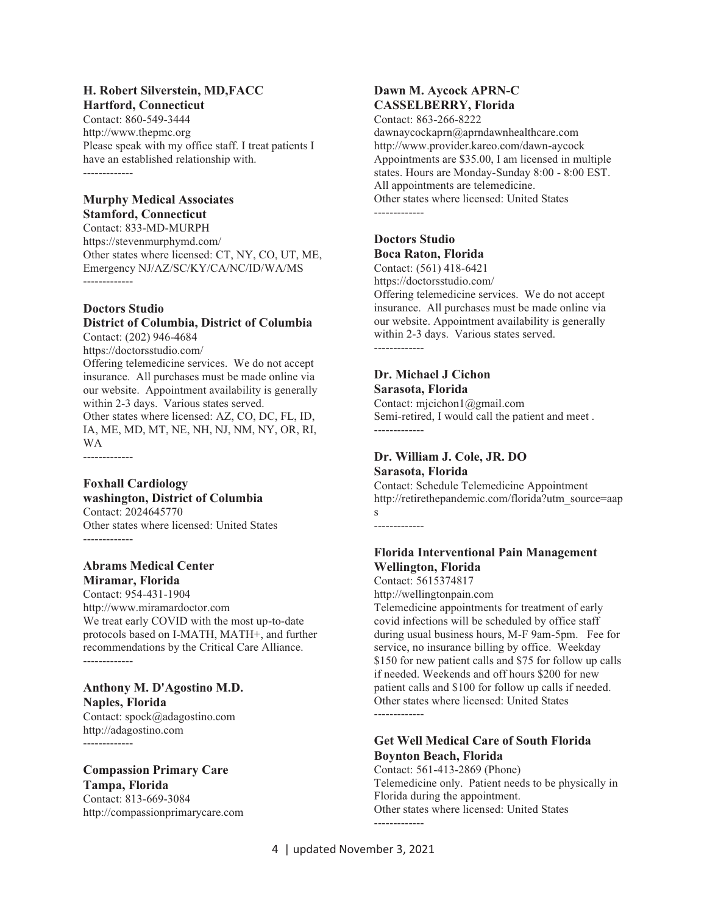**H. Robert Silverstein, MD,FACC**
**Hartford, Connecticut**
Contact: 860-549-3444
http://www.thepmc.org
Please speak with my office staff. I treat patients I have an established relationship with.

-------------

**Murphy Medical Associates**
**Stamford, Connecticut**
Contact: 833-MD-MURPH
https://stevenmurphymd.com/
Other states where licensed: CT, NY, CO, UT, ME, Emergency NJ/AZ/SC/KY/CA/NC/ID/WA/MS

-------------

**Doctors Studio**
**District of Columbia, District of Columbia**
Contact: (202) 946-4684
https://doctorsstudio.com/
Offering telemedicine services. We do not accept insurance. All purchases must be made online via our website. Appointment availability is generally within 2-3 days. Various states served.
Other states where licensed: AZ, CO, DC, FL, ID, IA, ME, MD, MT, NE, NH, NJ, NM, NY, OR, RI, WA

-------------

**Foxhall Cardiology**
**washington, District of Columbia**
Contact: 2024645770
Other states where licensed: United States

-------------

**Abrams Medical Center**
**Miramar, Florida**
Contact: 954-431-1904
http://www.miramardoctor.com
We treat early COVID with the most up-to-date protocols based on I-MATH, MATH+, and further recommendations by the Critical Care Alliance.

-------------

**Anthony M. D'Agostino M.D.**
**Naples, Florida**
Contact: spock@adagostino.com
http://adagostino.com

-------------

**Compassion Primary Care**
**Tampa, Florida**
Contact: 813-669-3084
http://compassionprimarycare.com

**Dawn M. Aycock APRN-C**
**CASSELBERRY, Florida**
Contact: 863-266-8222
dawnaycockaprn@aprndawnhealthcare.com
http://www.provider.kareo.com/dawn-aycock
Appointments are $35.00, I am licensed in multiple states. Hours are Monday-Sunday 8:00 - 8:00 EST. All appointments are telemedicine.
Other states where licensed: United States

-------------

**Doctors Studio**
**Boca Raton, Florida**
Contact: (561) 418-6421
https://doctorsstudio.com/
Offering telemedicine services. We do not accept insurance. All purchases must be made online via our website. Appointment availability is generally within 2-3 days. Various states served.

-------------

**Dr. Michael J Cichon**
**Sarasota, Florida**
Contact: mjcichon1@gmail.com
Semi-retired, I would call the patient and meet .

-------------

**Dr. William J. Cole, JR. DO**
**Sarasota, Florida**
Contact: Schedule Telemedicine Appointment
http://retirethepandemic.com/florida?utm_source=aaps

-------------

**Florida Interventional Pain Management**
**Wellington, Florida**
Contact: 5615374817
http://wellingtonpain.com
Telemedicine appointments for treatment of early covid infections will be scheduled by office staff during usual business hours, M-F 9am-5pm. Fee for service, no insurance billing by office. Weekday $150 for new patient calls and $75 for follow up calls if needed. Weekends and off hours $200 for new patient calls and $100 for follow up calls if needed.
Other states where licensed: United States

-------------

**Get Well Medical Care of South Florida**
**Boynton Beach, Florida**
Contact: 561-413-2869 (Phone)
Telemedicine only. Patient needs to be physically in Florida during the appointment.
Other states where licensed: United States

-------------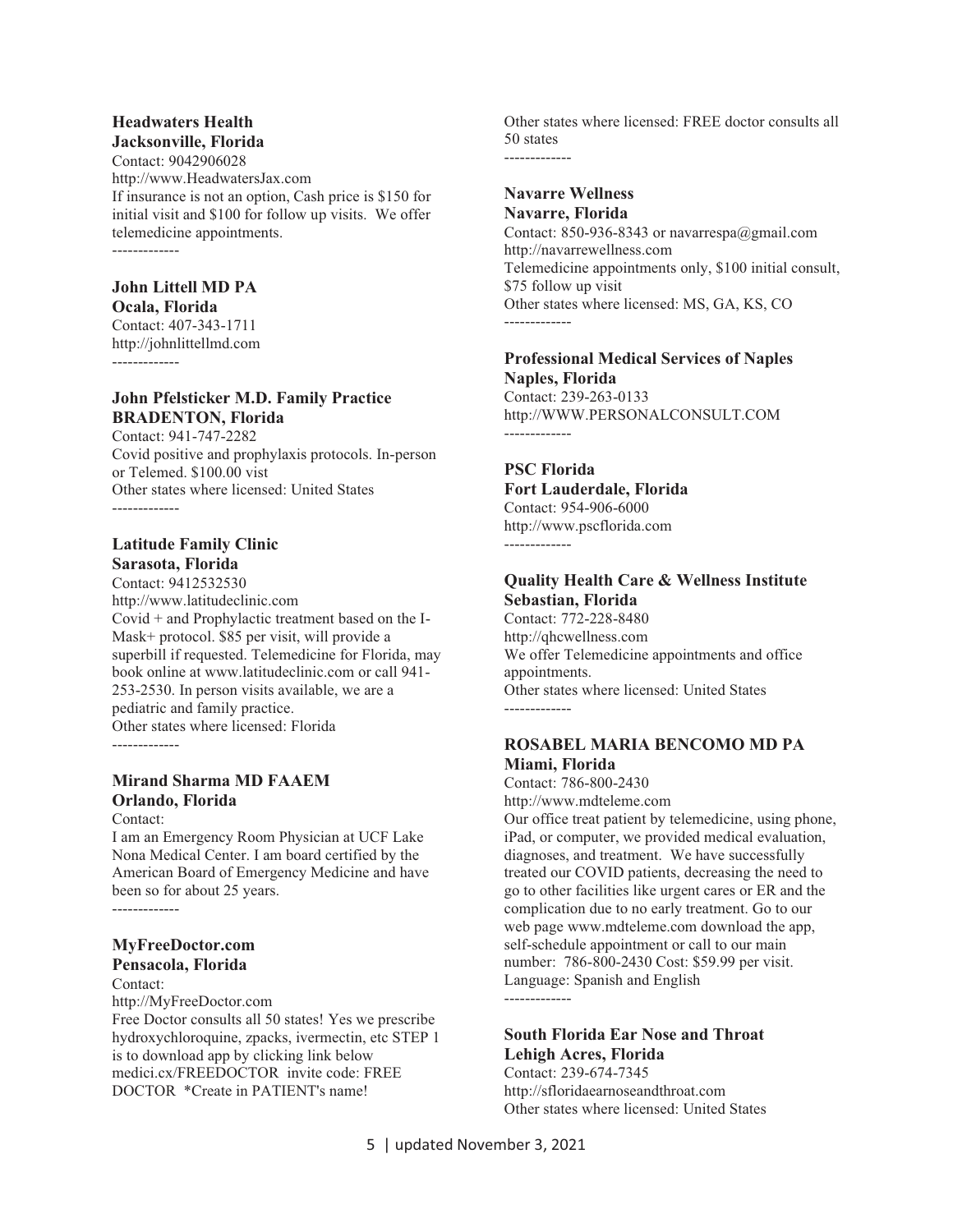**Headwaters Health**
**Jacksonville, Florida**
Contact: 9042906028
http://www.HeadwatersJax.com
If insurance is not an option, Cash price is $150 for initial visit and $100 for follow up visits. We offer telemedicine appointments.

-------------

**John Littell MD PA**
**Ocala, Florida**
Contact: 407-343-1711
http://johnlittellmd.com

-------------

**John Pfelsticker M.D. Family Practice**
**BRADENTON, Florida**
Contact: 941-747-2282
Covid positive and prophylaxis protocols. In-person or Telemed. $100.00 vist
Other states where licensed: United States

-------------

**Latitude Family Clinic**
**Sarasota, Florida**
Contact: 9412532530
http://www.latitudeclinic.com
Covid + and Prophylactic treatment based on the I-Mask+ protocol. $85 per visit, will provide a superbill if requested. Telemedicine for Florida, may book online at www.latitudeclinic.com or call 941-253-2530. In person visits available, we are a pediatric and family practice.
Other states where licensed: Florida

-------------

**Mirand Sharma MD FAAEM**
**Orlando, Florida**
Contact:
I am an Emergency Room Physician at UCF Lake Nona Medical Center. I am board certified by the American Board of Emergency Medicine and have been so for about 25 years.

-------------

**MyFreeDoctor.com**
**Pensacola, Florida**
Contact:
http://MyFreeDoctor.com
Free Doctor consults all 50 states! Yes we prescribe hydroxychloroquine, zpacks, ivermectin, etc STEP 1 is to download app by clicking link below medici.cx/FREEDOCTOR invite code: FREE DOCTOR *Create in PATIENT's name!
Other states where licensed: FREE doctor consults all 50 states

-------------

**Navarre Wellness**
**Navarre, Florida**
Contact: 850-936-8343 or navarrespa@gmail.com
http://navarrewellness.com
Telemedicine appointments only, $100 initial consult, $75 follow up visit
Other states where licensed: MS, GA, KS, CO

-------------

**Professional Medical Services of Naples**
**Naples, Florida**
Contact: 239-263-0133
http://WWW.PERSONALCONSULT.COM

-------------

**PSC Florida**
**Fort Lauderdale, Florida**
Contact: 954-906-6000
http://www.pscflorida.com

-------------

**Quality Health Care & Wellness Institute**
**Sebastian, Florida**
Contact: 772-228-8480
http://qhcwellness.com
We offer Telemedicine appointments and office appointments.
Other states where licensed: United States

-------------

**ROSABEL MARIA BENCOMO MD PA**
**Miami, Florida**
Contact: 786-800-2430
http://www.mdteleme.com
Our office treat patient by telemedicine, using phone, iPad, or computer, we provided medical evaluation, diagnoses, and treatment. We have successfully treated our COVID patients, decreasing the need to go to other facilities like urgent cares or ER and the complication due to no early treatment. Go to our web page www.mdteleme.com download the app, self-schedule appointment or call to our main number: 786-800-2430 Cost: $59.99 per visit. Language: Spanish and English

-------------

**South Florida Ear Nose and Throat**
**Lehigh Acres, Florida**
Contact: 239-674-7345
http://sfloridaearnoseandthroat.com
Other states where licensed: United States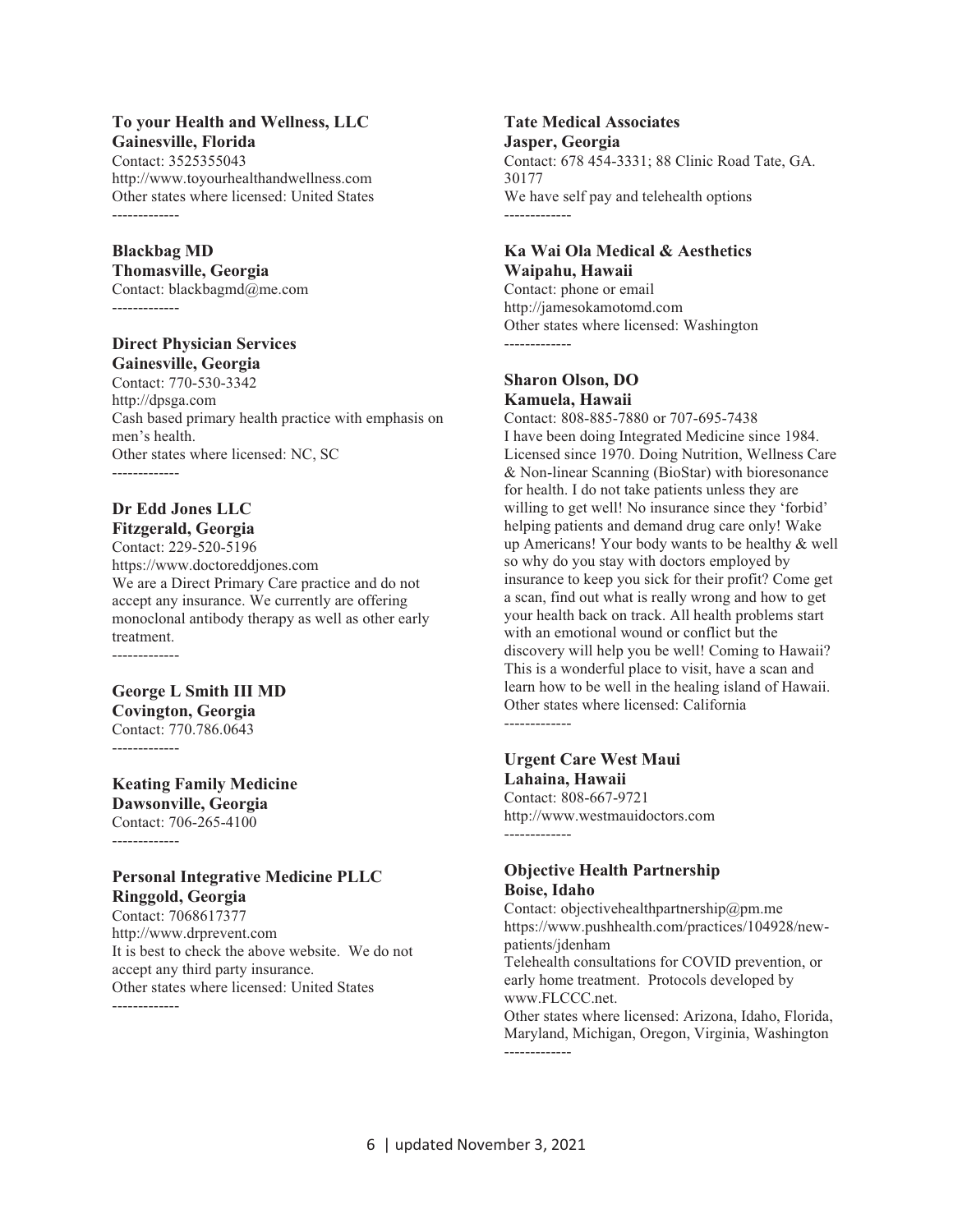**To your Health and Wellness, LLC**
**Gainesville, Florida**
Contact: 3525355043
http://www.toyourhealthandwellness.com
Other states where licensed: United States

-------------

**Blackbag MD**
**Thomasville, Georgia**
Contact: blackbagmd@me.com

-------------

**Direct Physician Services**
**Gainesville, Georgia**
Contact: 770-530-3342
http://dpsga.com
Cash based primary health practice with emphasis on men's health.
Other states where licensed: NC, SC

-------------

**Dr Edd Jones LLC**
**Fitzgerald, Georgia**
Contact: 229-520-5196
https://www.doctoreddjones.com
We are a Direct Primary Care practice and do not accept any insurance. We currently are offering monoclonal antibody therapy as well as other early treatment.

-------------

**George L Smith III MD**
**Covington, Georgia**
Contact: 770.786.0643

-------------

**Keating Family Medicine**
**Dawsonville, Georgia**
Contact: 706-265-4100

-------------

**Personal Integrative Medicine PLLC**
**Ringgold, Georgia**
Contact: 7068617377
http://www.drprevent.com
It is best to check the above website. We do not accept any third party insurance.
Other states where licensed: United States

-------------

**Tate Medical Associates**
**Jasper, Georgia**
Contact: 678 454-3331; 88 Clinic Road Tate, GA. 30177
We have self pay and telehealth options

-------------

**Ka Wai Ola Medical & Aesthetics**
**Waipahu, Hawaii**
Contact: phone or email
http://jamesokamotomd.com
Other states where licensed: Washington

-------------

**Sharon Olson, DO**
**Kamuela, Hawaii**
Contact: 808-885-7880 or 707-695-7438
I have been doing Integrated Medicine since 1984. Licensed since 1970. Doing Nutrition, Wellness Care & Non-linear Scanning (BioStar) with bioresonance for health. I do not take patients unless they are willing to get well! No insurance since they 'forbid' helping patients and demand drug care only! Wake up Americans! Your body wants to be healthy & well so why do you stay with doctors employed by insurance to keep you sick for their profit? Come get a scan, find out what is really wrong and how to get your health back on track. All health problems start with an emotional wound or conflict but the discovery will help you be well! Coming to Hawaii? This is a wonderful place to visit, have a scan and learn how to be well in the healing island of Hawaii.
Other states where licensed: California

-------------

**Urgent Care West Maui**
**Lahaina, Hawaii**
Contact: 808-667-9721
http://www.westmauidoctors.com

-------------

**Objective Health Partnership**
**Boise, Idaho**
Contact: objectivehealthpartnership@pm.me
https://www.pushhealth.com/practices/104928/new-patients/jdenham
Telehealth consultations for COVID prevention, or early home treatment. Protocols developed by www.FLCCC.net.
Other states where licensed: Arizona, Idaho, Florida, Maryland, Michigan, Oregon, Virginia, Washington

-------------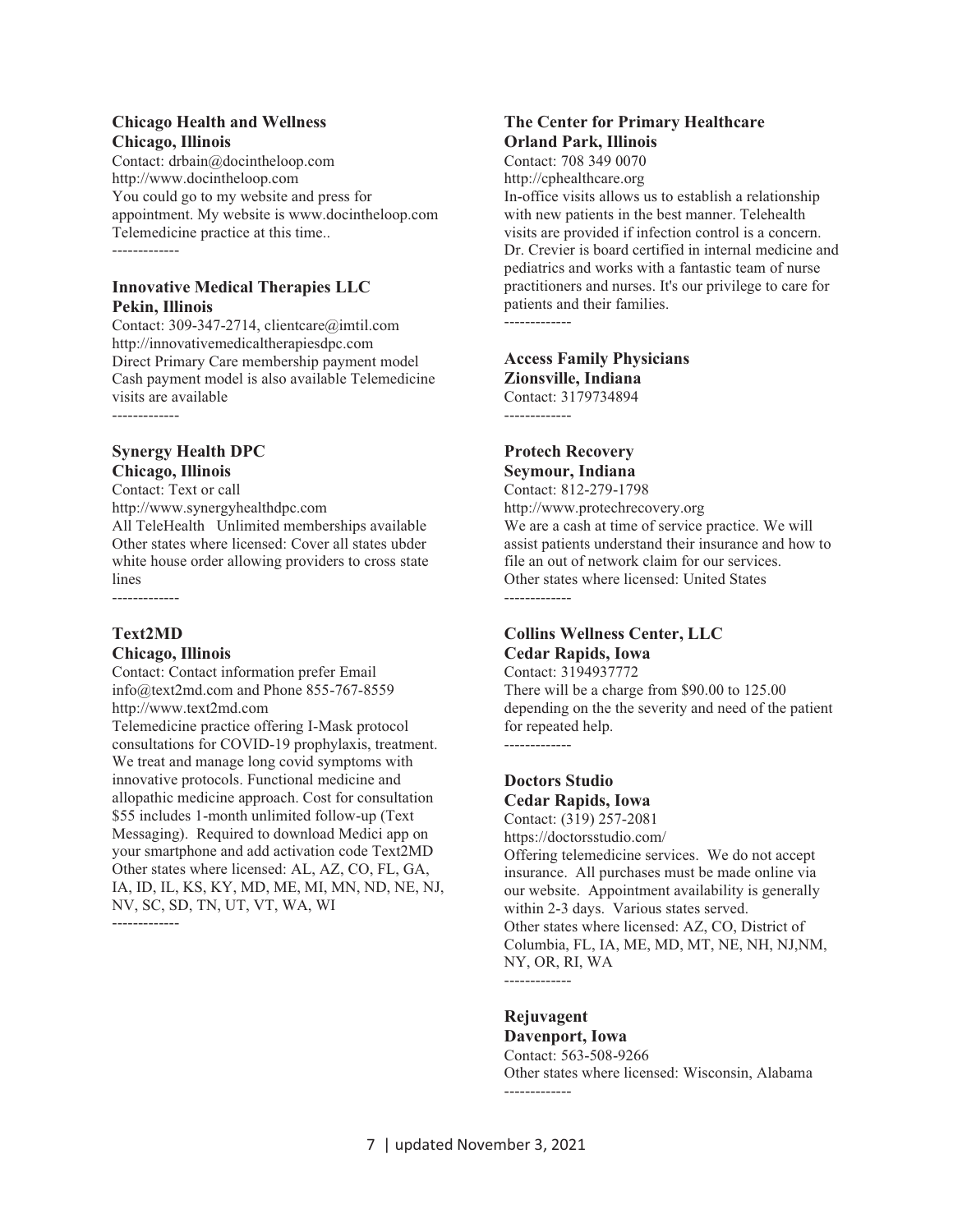**Chicago Health and Wellness**
**Chicago, Illinois**
Contact: drbain@docintheloop.com
http://www.docintheloop.com
You could go to my website and press for appointment. My website is www.docintheloop.com
Telemedicine practice at this time..

-------------

**Innovative Medical Therapies LLC**
**Pekin, Illinois**
Contact: 309-347-2714, clientcare@imtil.com
http://innovativemedicaltherapiesdpc.com
Direct Primary Care membership payment model
Cash payment model is also available Telemedicine visits are available

-------------

**Synergy Health DPC**
**Chicago, Illinois**
Contact: Text or call
http://www.synergyhealthdpc.com
All TeleHealth   Unlimited memberships available
Other states where licensed: Cover all states ubder white house order allowing providers to cross state lines

-------------

**Text2MD**
**Chicago, Illinois**
Contact: Contact information prefer Email info@text2md.com and Phone 855-767-8559
http://www.text2md.com
Telemedicine practice offering I-Mask protocol consultations for COVID-19 prophylaxis, treatment. We treat and manage long covid symptoms with innovative protocols. Functional medicine and allopathic medicine approach. Cost for consultation $55 includes 1-month unlimited follow-up (Text Messaging).  Required to download Medici app on your smartphone and add activation code Text2MD
Other states where licensed: AL, AZ, CO, FL, GA, IA, ID, IL, KS, KY, MD, ME, MI, MN, ND, NE, NJ, NV, SC, SD, TN, UT, VT, WA, WI

-------------

**The Center for Primary Healthcare**
**Orland Park, Illinois**
Contact: 708 349 0070
http://cphealthcare.org
In-office visits allows us to establish a relationship with new patients in the best manner. Telehealth visits are provided if infection control is a concern. Dr. Crevier is board certified in internal medicine and pediatrics and works with a fantastic team of nurse practitioners and nurses. It's our privilege to care for patients and their families.

-------------

**Access Family Physicians**
**Zionsville, Indiana**
Contact: 3179734894

-------------

**Protech Recovery**
**Seymour, Indiana**
Contact: 812-279-1798
http://www.protechrecovery.org
We are a cash at time of service practice. We will assist patients understand their insurance and how to file an out of network claim for our services.
Other states where licensed: United States

-------------

**Collins Wellness Center, LLC**
**Cedar Rapids, Iowa**
Contact: 3194937772
There will be a charge from $90.00 to 125.00 depending on the the severity and need of the patient for repeated help.

-------------

**Doctors Studio**
**Cedar Rapids, Iowa**
Contact: (319) 257-2081
https://doctorsstudio.com/
Offering telemedicine services.  We do not accept insurance.  All purchases must be made online via our website.  Appointment availability is generally within 2-3 days.  Various states served.
Other states where licensed: AZ, CO, District of Columbia, FL, IA, ME, MD, MT, NE, NH, NJ,NM, NY, OR, RI, WA

-------------

**Rejuvagent**
**Davenport, Iowa**
Contact: 563-508-9266
Other states where licensed: Wisconsin, Alabama

-------------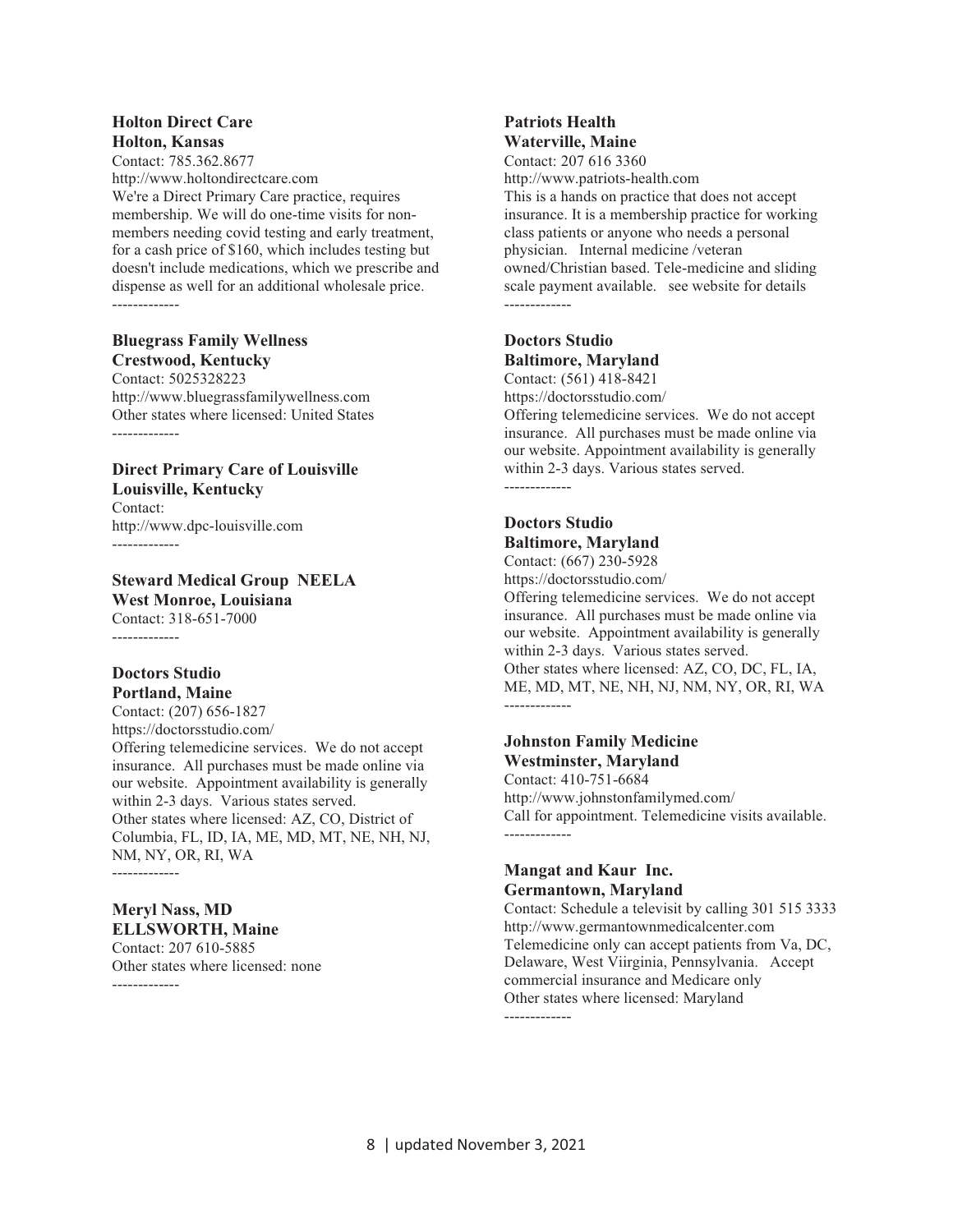**Holton Direct Care**
**Holton, Kansas**
Contact: 785.362.8677
http://www.holtondirectcare.com
We're a Direct Primary Care practice, requires membership. We will do one-time visits for non-members needing covid testing and early treatment, for a cash price of $160, which includes testing but doesn't include medications, which we prescribe and dispense as well for an additional wholesale price.

-------------

**Bluegrass Family Wellness**
**Crestwood, Kentucky**
Contact: 5025328223
http://www.bluegrassfamilywellness.com
Other states where licensed: United States

-------------

**Direct Primary Care of Louisville**
**Louisville, Kentucky**
Contact:
http://www.dpc-louisville.com

-------------

**Steward Medical Group NEELA**
**West Monroe, Louisiana**
Contact: 318-651-7000

-------------

**Doctors Studio**
**Portland, Maine**
Contact: (207) 656-1827
https://doctorsstudio.com/
Offering telemedicine services. We do not accept insurance. All purchases must be made online via our website. Appointment availability is generally within 2-3 days. Various states served.
Other states where licensed: AZ, CO, District of Columbia, FL, ID, IA, ME, MD, MT, NE, NH, NJ, NM, NY, OR, RI, WA

-------------

**Meryl Nass, MD**
**ELLSWORTH, Maine**
Contact: 207 610-5885
Other states where licensed: none

-------------

**Patriots Health**
**Waterville, Maine**
Contact: 207 616 3360
http://www.patriots-health.com
This is a hands on practice that does not accept insurance. It is a membership practice for working class patients or anyone who needs a personal physician. Internal medicine /veteran owned/Christian based. Tele-medicine and sliding scale payment available. see website for details

-------------

**Doctors Studio**
**Baltimore, Maryland**
Contact: (561) 418-8421
https://doctorsstudio.com/
Offering telemedicine services. We do not accept insurance. All purchases must be made online via our website. Appointment availability is generally within 2-3 days. Various states served.

-------------

**Doctors Studio**
**Baltimore, Maryland**
Contact: (667) 230-5928
https://doctorsstudio.com/
Offering telemedicine services. We do not accept insurance. All purchases must be made online via our website. Appointment availability is generally within 2-3 days. Various states served.
Other states where licensed: AZ, CO, DC, FL, IA, ME, MD, MT, NE, NH, NJ, NM, NY, OR, RI, WA

-------------

**Johnston Family Medicine**
**Westminster, Maryland**
Contact: 410-751-6684
http://www.johnstonfamilymed.com/
Call for appointment. Telemedicine visits available.

-------------

**Mangat and Kaur Inc.**
**Germantown, Maryland**
Contact: Schedule a televisit by calling 301 515 3333
http://www.germantownmedicalcenter.com
Telemedicine only can accept patients from Va, DC, Delaware, West Viirginia, Pennsylvania. Accept commercial insurance and Medicare only
Other states where licensed: Maryland

-------------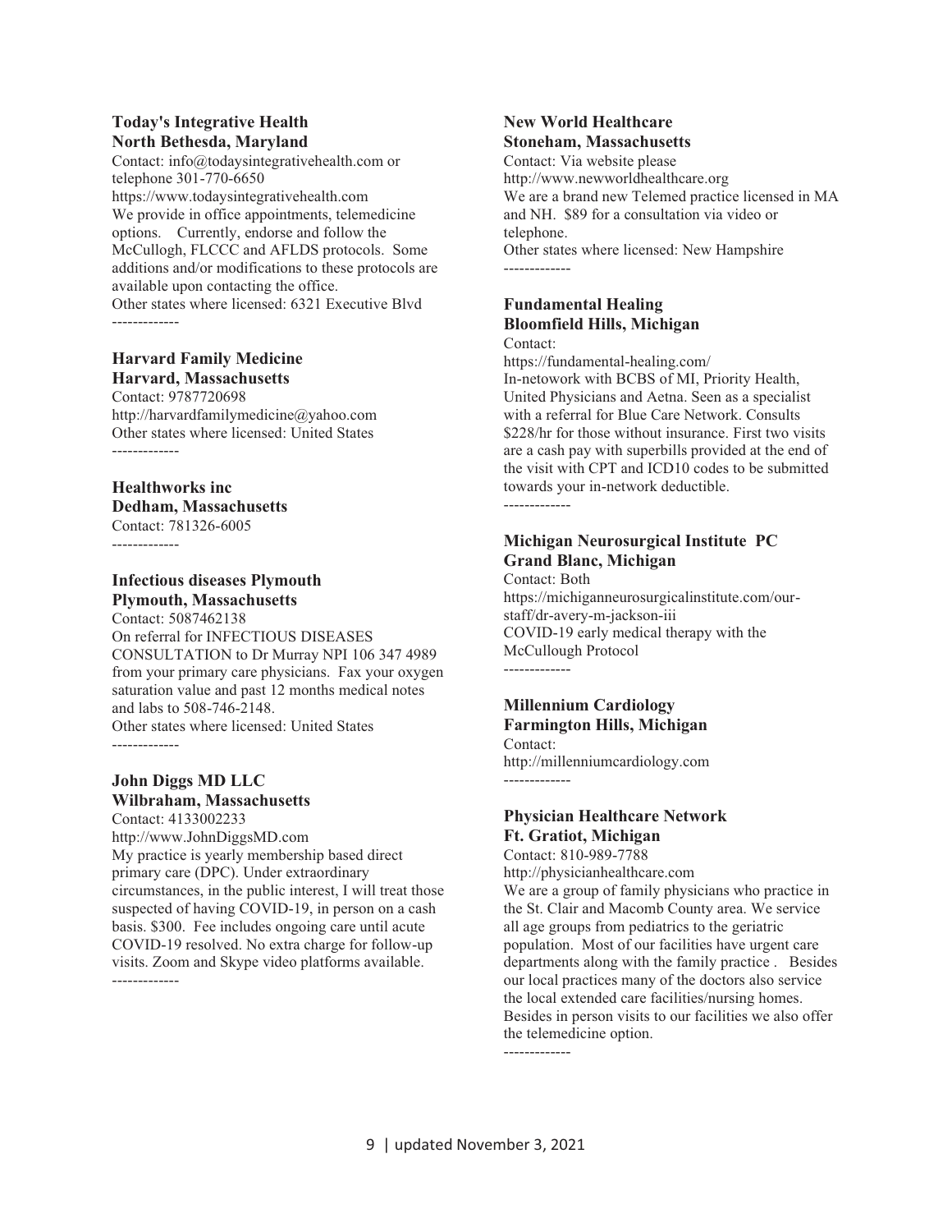**Today's Integrative Health**
**North Bethesda, Maryland**
Contact: info@todaysintegrativehealth.com or telephone 301-770-6650
https://www.todaysintegrativehealth.com
We provide in office appointments, telemedicine options. Currently, endorse and follow the McCullogh, FLCCC and AFLDS protocols. Some additions and/or modifications to these protocols are available upon contacting the office.
Other states where licensed: 6321 Executive Blvd

-------------

**Harvard Family Medicine**
**Harvard, Massachusetts**
Contact: 9787720698
http://harvardfamilymedicine@yahoo.com
Other states where licensed: United States

-------------

**Healthworks inc**
**Dedham, Massachusetts**
Contact: 781326-6005

-------------

**Infectious diseases Plymouth**
**Plymouth, Massachusetts**
Contact: 5087462138
On referral for INFECTIOUS DISEASES CONSULTATION to Dr Murray NPI 106 347 4989 from your primary care physicians. Fax your oxygen saturation value and past 12 months medical notes and labs to 508-746-2148.
Other states where licensed: United States

-------------

**John Diggs MD LLC**
**Wilbraham, Massachusetts**
Contact: 4133002233
http://www.JohnDiggsMD.com
My practice is yearly membership based direct primary care (DPC). Under extraordinary circumstances, in the public interest, I will treat those suspected of having COVID-19, in person on a cash basis. $300. Fee includes ongoing care until acute COVID-19 resolved. No extra charge for follow-up visits. Zoom and Skype video platforms available.

-------------

**New World Healthcare**
**Stoneham, Massachusetts**
Contact: Via website please
http://www.newworldhealthcare.org
We are a brand new Telemed practice licensed in MA and NH. $89 for a consultation via video or telephone.
Other states where licensed: New Hampshire

-------------

**Fundamental Healing**
**Bloomfield Hills, Michigan**
Contact:
https://fundamental-healing.com/
In-netowork with BCBS of MI, Priority Health, United Physicians and Aetna. Seen as a specialist with a referral for Blue Care Network. Consults $228/hr for those without insurance. First two visits are a cash pay with superbills provided at the end of the visit with CPT and ICD10 codes to be submitted towards your in-network deductible.

-------------

**Michigan Neurosurgical Institute PC**
**Grand Blanc, Michigan**
Contact: Both
https://michiganneurosurgicalinstitute.com/our-staff/dr-avery-m-jackson-iii
COVID-19 early medical therapy with the McCullough Protocol

-------------

**Millennium Cardiology**
**Farmington Hills, Michigan**
Contact:
http://millenniumcardiology.com

-------------

**Physician Healthcare Network**
**Ft. Gratiot, Michigan**
Contact: 810-989-7788
http://physicianhealthcare.com
We are a group of family physicians who practice in the St. Clair and Macomb County area. We service all age groups from pediatrics to the geriatric population. Most of our facilities have urgent care departments along with the family practice . Besides our local practices many of the doctors also service the local extended care facilities/nursing homes. Besides in person visits to our facilities we also offer the telemedicine option.

-------------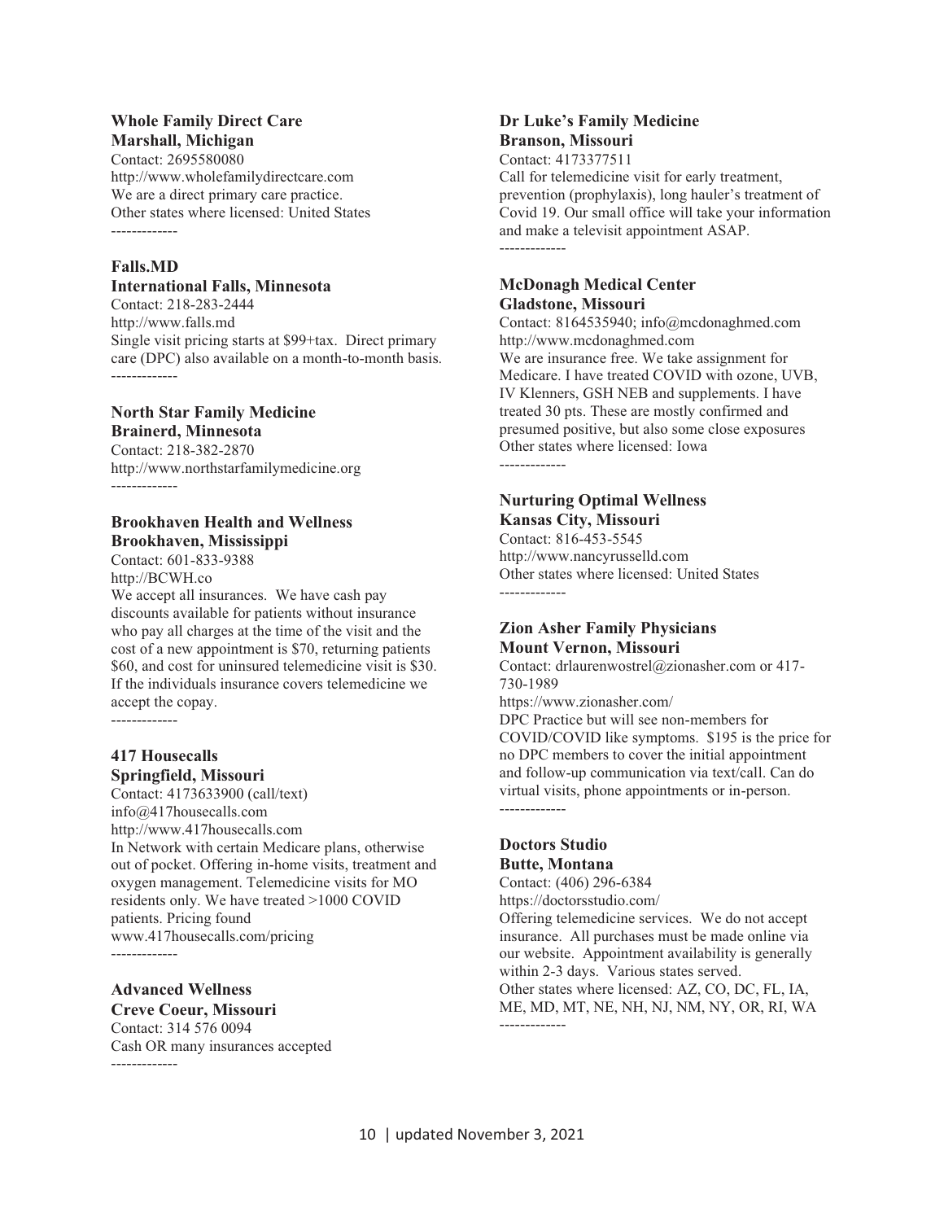**Whole Family Direct Care**
**Marshall, Michigan**
Contact: 2695580080
http://www.wholefamilydirectcare.com
We are a direct primary care practice.
Other states where licensed: United States

-------------

**Falls.MD**
**International Falls, Minnesota**
Contact: 218-283-2444
http://www.falls.md
Single visit pricing starts at $99+tax. Direct primary care (DPC) also available on a month-to-month basis.

-------------

**North Star Family Medicine**
**Brainerd, Minnesota**
Contact: 218-382-2870
http://www.northstarfamilymedicine.org

-------------

**Brookhaven Health and Wellness**
**Brookhaven, Mississippi**
Contact: 601-833-9388
http://BCWH.co
We accept all insurances. We have cash pay discounts available for patients without insurance who pay all charges at the time of the visit and the cost of a new appointment is $70, returning patients $60, and cost for uninsured telemedicine visit is $30. If the individuals insurance covers telemedicine we accept the copay.

-------------

**417 Housecalls**
**Springfield, Missouri**
Contact: 4173633900 (call/text)
info@417housecalls.com
http://www.417housecalls.com
In Network with certain Medicare plans, otherwise out of pocket. Offering in-home visits, treatment and oxygen management. Telemedicine visits for MO residents only. We have treated >1000 COVID patients. Pricing found
www.417housecalls.com/pricing

-------------

**Advanced Wellness**
**Creve Coeur, Missouri**
Contact: 314 576 0094
Cash OR many insurances accepted

-------------

**Dr Luke's Family Medicine**
**Branson, Missouri**
Contact: 4173377511
Call for telemedicine visit for early treatment, prevention (prophylaxis), long hauler's treatment of Covid 19. Our small office will take your information and make a televisit appointment ASAP.

-------------

**McDonagh Medical Center**
**Gladstone, Missouri**
Contact: 8164535940; info@mcdonaghmed.com
http://www.mcdonaghmed.com
We are insurance free. We take assignment for Medicare. I have treated COVID with ozone, UVB, IV Klenners, GSH NEB and supplements. I have treated 30 pts. These are mostly confirmed and presumed positive, but also some close exposures
Other states where licensed: Iowa

-------------

**Nurturing Optimal Wellness**
**Kansas City, Missouri**
Contact: 816-453-5545
http://www.nancyrusselld.com
Other states where licensed: United States

-------------

**Zion Asher Family Physicians**
**Mount Vernon, Missouri**
Contact: drlaurenwostrel@zionasher.com or 417-730-1989
https://www.zionasher.com/
DPC Practice but will see non-members for COVID/COVID like symptoms. $195 is the price for no DPC members to cover the initial appointment and follow-up communication via text/call. Can do virtual visits, phone appointments or in-person.

-------------

**Doctors Studio**
**Butte, Montana**
Contact: (406) 296-6384
https://doctorsstudio.com/
Offering telemedicine services. We do not accept insurance. All purchases must be made online via our website. Appointment availability is generally within 2-3 days. Various states served.
Other states where licensed: AZ, CO, DC, FL, IA, ME, MD, MT, NE, NH, NJ, NM, NY, OR, RI, WA

-------------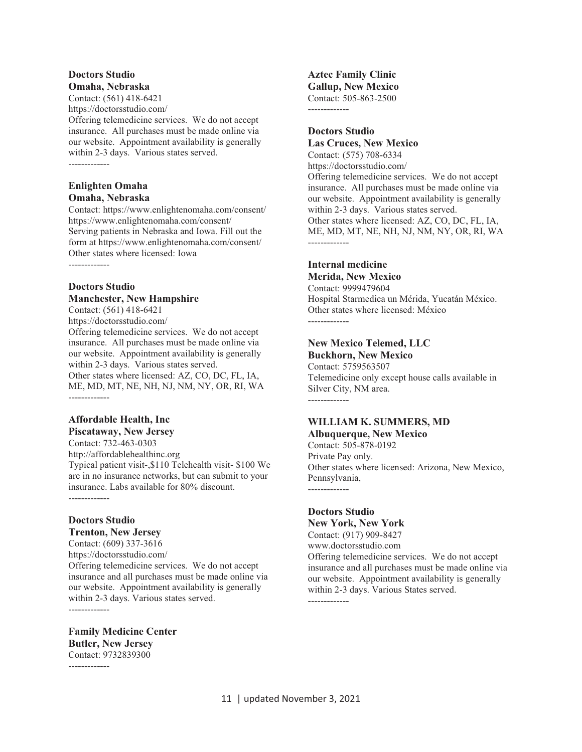**Doctors Studio**
**Omaha, Nebraska**
Contact: (561) 418-6421
https://doctorsstudio.com/
Offering telemedicine services. We do not accept insurance. All purchases must be made online via our website. Appointment availability is generally within 2-3 days. Various states served.

-------------

**Enlighten Omaha**
**Omaha, Nebraska**
Contact: https://www.enlightenomaha.com/consent/
https://www.enlightenomaha.com/consent/
Serving patients in Nebraska and Iowa. Fill out the form at https://www.enlightenomaha.com/consent/
Other states where licensed: Iowa

-------------

**Doctors Studio**
**Manchester, New Hampshire**
Contact: (561) 418-6421
https://doctorsstudio.com/
Offering telemedicine services. We do not accept insurance. All purchases must be made online via our website. Appointment availability is generally within 2-3 days. Various states served.
Other states where licensed: AZ, CO, DC, FL, IA, ME, MD, MT, NE, NH, NJ, NM, NY, OR, RI, WA

-------------

**Affordable Health, Inc**
**Piscataway, New Jersey**
Contact: 732-463-0303
http://affordablehealthinc.org
Typical patient visit-,$110 Telehealth visit- $100 We are in no insurance networks, but can submit to your insurance. Labs available for 80% discount.

-------------

**Doctors Studio**
**Trenton, New Jersey**
Contact: (609) 337-3616
https://doctorsstudio.com/
Offering telemedicine services. We do not accept insurance and all purchases must be made online via our website. Appointment availability is generally within 2-3 days. Various states served.

-------------

**Family Medicine Center**
**Butler, New Jersey**
Contact: 9732839300

-------------

**Aztec Family Clinic**
**Gallup, New Mexico**
Contact: 505-863-2500

-------------

**Doctors Studio**
**Las Cruces, New Mexico**
Contact: (575) 708-6334
https://doctorsstudio.com/
Offering telemedicine services. We do not accept insurance. All purchases must be made online via our website. Appointment availability is generally within 2-3 days. Various states served.
Other states where licensed: AZ, CO, DC, FL, IA, ME, MD, MT, NE, NH, NJ, NM, NY, OR, RI, WA

-------------

**Internal medicine**
**Merida, New Mexico**
Contact: 9999479604
Hospital Starmedica un Mérida, Yucatán México.
Other states where licensed: México

-------------

**New Mexico Telemed, LLC**
**Buckhorn, New Mexico**
Contact: 5759563507
Telemedicine only except house calls available in Silver City, NM area.

-------------

**WILLIAM K. SUMMERS, MD**
**Albuquerque, New Mexico**
Contact: 505-878-0192
Private Pay only.
Other states where licensed: Arizona, New Mexico, Pennsylvania,

-------------

**Doctors Studio**
**New York, New York**
Contact: (917) 909-8427
www.doctorsstudio.com
Offering telemedicine services. We do not accept insurance and all purchases must be made online via our website. Appointment availability is generally within 2-3 days. Various States served.

-------------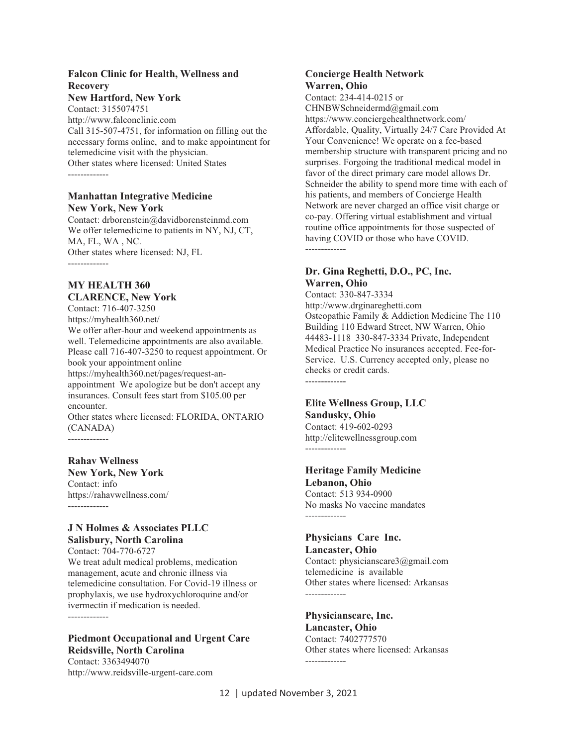**Falcon Clinic for Health, Wellness and Recovery**
**New Hartford, New York**
Contact: 3155074751
http://www.falconclinic.com
Call 315-507-4751, for information on filling out the necessary forms online, and to make appointment for telemedicine visit with the physician.
Other states where licensed: United States

-------------

**Manhattan Integrative Medicine**
**New York, New York**
Contact: drborenstein@davidborensteinmd.com
We offer telemedicine to patients in NY, NJ, CT, MA, FL, WA , NC.
Other states where licensed: NJ, FL

-------------

**MY HEALTH 360**
**CLARENCE, New York**
Contact: 716-407-3250
https://myhealth360.net/
We offer after-hour and weekend appointments as well. Telemedicine appointments are also available. Please call 716-407-3250 to request appointment. Or book your appointment online https://myhealth360.net/pages/request-an-appointment We apologize but be don't accept any insurances. Consult fees start from $105.00 per encounter.
Other states where licensed: FLORIDA, ONTARIO (CANADA)

-------------

**Rahav Wellness**
**New York, New York**
Contact: info
https://rahavwellness.com/

-------------

**J N Holmes & Associates PLLC**
**Salisbury, North Carolina**
Contact: 704-770-6727
We treat adult medical problems, medication management, acute and chronic illness via telemedicine consultation. For Covid-19 illness or prophylaxis, we use hydroxychloroquine and/or ivermectin if medication is needed.

-------------

**Piedmont Occupational and Urgent Care**
**Reidsville, North Carolina**
Contact: 3363494070
http://www.reidsville-urgent-care.com

**Concierge Health Network**
**Warren, Ohio**
Contact: 234-414-0215 or CHNBWSchneidermd@gmail.com
https://www.conciergehealthnetwork.com/
Affordable, Quality, Virtually 24/7 Care Provided At Your Convenience! We operate on a fee-based membership structure with transparent pricing and no surprises. Forgoing the traditional medical model in favor of the direct primary care model allows Dr. Schneider the ability to spend more time with each of his patients, and members of Concierge Health Network are never charged an office visit charge or co-pay. Offering virtual establishment and virtual routine office appointments for those suspected of having COVID or those who have COVID.

-------------

**Dr. Gina Reghetti, D.O., PC, Inc.**
**Warren, Ohio**
Contact: 330-847-3334
http://www.drginareghetti.com
Osteopathic Family & Addiction Medicine The 110 Building 110 Edward Street, NW Warren, Ohio 44483-1118 330-847-3334 Private, Independent Medical Practice No insurances accepted. Fee-for-Service. U.S. Currency accepted only, please no checks or credit cards.

-------------

**Elite Wellness Group, LLC**
**Sandusky, Ohio**
Contact: 419-602-0293
http://elitewellnessgroup.com

-------------

**Heritage Family Medicine**
**Lebanon, Ohio**
Contact: 513 934-0900
No masks No vaccine mandates

-------------

**Physicians Care Inc.**
**Lancaster, Ohio**
Contact: physicianscare3@gmail.com
telemedicine is available
Other states where licensed: Arkansas

-------------

**Physicianscare, Inc.**
**Lancaster, Ohio**
Contact: 7402777570
Other states where licensed: Arkansas

-------------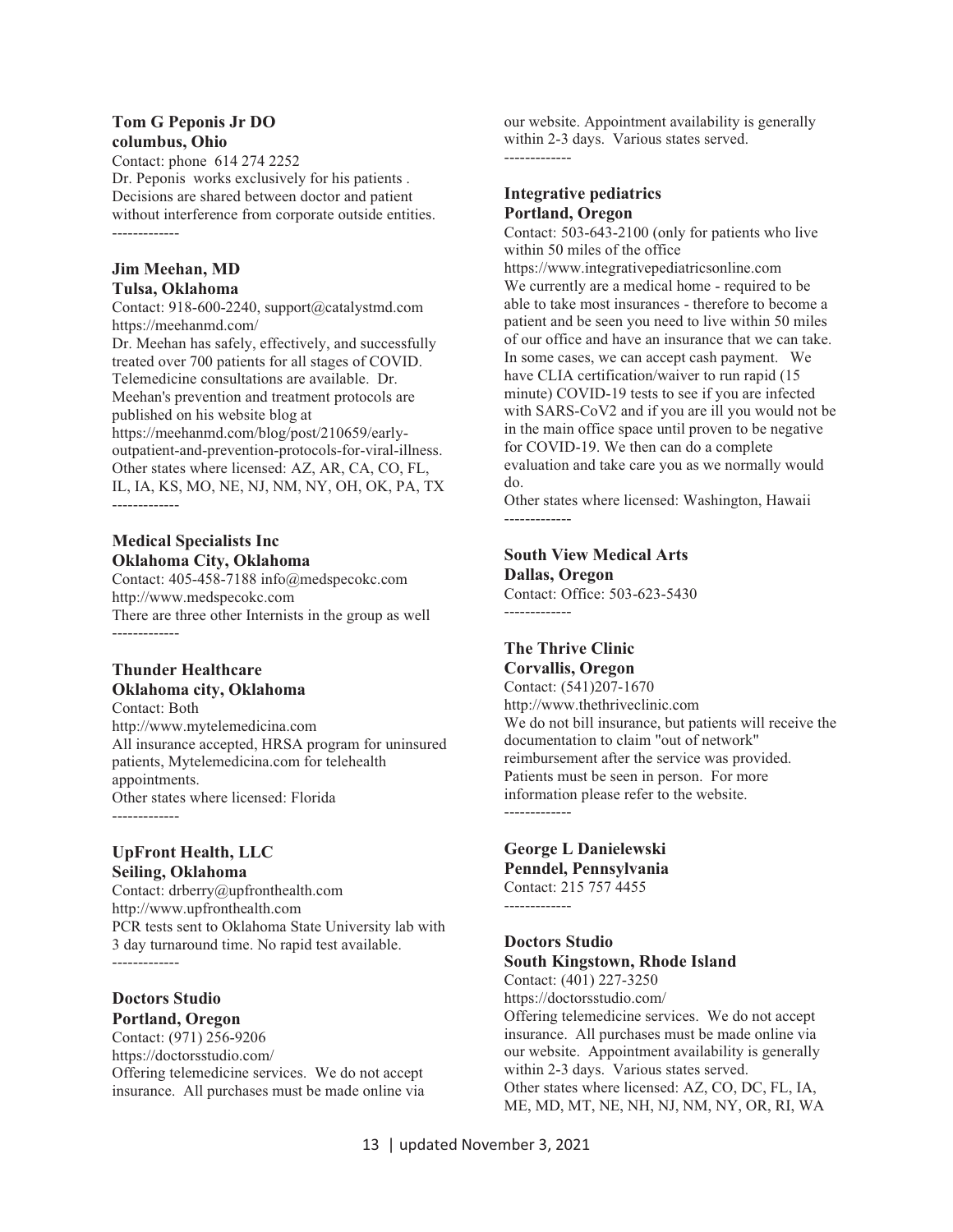**Tom G Peponis Jr DO**
**columbus, Ohio**
Contact: phone 614 274 2252
Dr. Peponis works exclusively for his patients . Decisions are shared between doctor and patient without interference from corporate outside entities.

-------------

**Jim Meehan, MD**
**Tulsa, Oklahoma**
Contact: 918-600-2240, support@catalystmd.com
https://meehanmd.com/
Dr. Meehan has safely, effectively, and successfully treated over 700 patients for all stages of COVID. Telemedicine consultations are available. Dr. Meehan's prevention and treatment protocols are published on his website blog at https://meehanmd.com/blog/post/210659/early-outpatient-and-prevention-protocols-for-viral-illness.
Other states where licensed: AZ, AR, CA, CO, FL, IL, IA, KS, MO, NE, NJ, NM, NY, OH, OK, PA, TX

-------------

**Medical Specialists Inc**
**Oklahoma City, Oklahoma**
Contact: 405-458-7188 info@medspecokc.com
http://www.medspecokc.com
There are three other Internists in the group as well

-------------

**Thunder Healthcare**
**Oklahoma city, Oklahoma**
Contact: Both
http://www.mytelemedicina.com
All insurance accepted, HRSA program for uninsured patients, Mytelemedicina.com for telehealth appointments.
Other states where licensed: Florida

-------------

**UpFront Health, LLC**
**Seiling, Oklahoma**
Contact: drberry@upfronthealth.com
http://www.upfronthealth.com
PCR tests sent to Oklahoma State University lab with 3 day turnaround time. No rapid test available.

-------------

**Doctors Studio**
**Portland, Oregon**
Contact: (971) 256-9206
https://doctorsstudio.com/
Offering telemedicine services. We do not accept insurance. All purchases must be made online via our website. Appointment availability is generally within 2-3 days. Various states served.

-------------

**Integrative pediatrics**
**Portland, Oregon**
Contact: 503-643-2100 (only for patients who live within 50 miles of the office
https://www.integrativepediatricsonline.com
We currently are a medical home - required to be able to take most insurances - therefore to become a patient and be seen you need to live within 50 miles of our office and have an insurance that we can take. In some cases, we can accept cash payment. We have CLIA certification/waiver to run rapid (15 minute) COVID-19 tests to see if you are infected with SARS-CoV2 and if you are ill you would not be in the main office space until proven to be negative for COVID-19. We then can do a complete evaluation and take care you as we normally would do.
Other states where licensed: Washington, Hawaii

-------------

**South View Medical Arts**
**Dallas, Oregon**
Contact: Office: 503-623-5430

-------------

**The Thrive Clinic**
**Corvallis, Oregon**
Contact: (541)207-1670
http://www.thethriveclinic.com
We do not bill insurance, but patients will receive the documentation to claim "out of network" reimbursement after the service was provided. Patients must be seen in person. For more information please refer to the website.

-------------

**George L Danielewski**
**Penndel, Pennsylvania**
Contact: 215 757 4455

-------------

**Doctors Studio**
**South Kingstown, Rhode Island**
Contact: (401) 227-3250
https://doctorsstudio.com/
Offering telemedicine services. We do not accept insurance. All purchases must be made online via our website. Appointment availability is generally within 2-3 days. Various states served.
Other states where licensed: AZ, CO, DC, FL, IA, ME, MD, MT, NE, NH, NJ, NM, NY, OR, RI, WA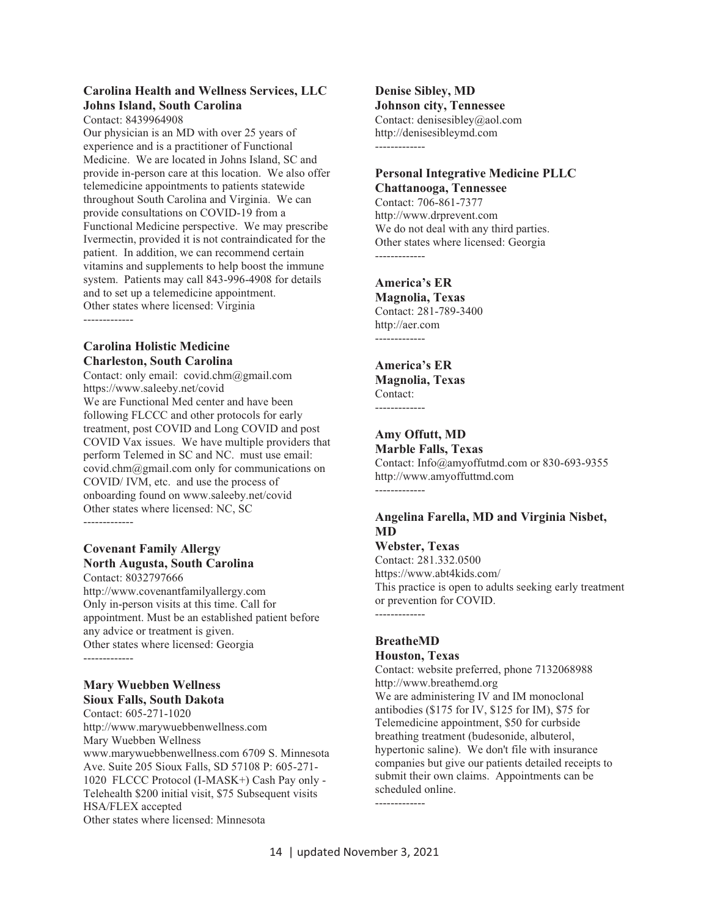**Carolina Health and Wellness Services, LLC**
**Johns Island, South Carolina**

Contact: 8439964908

Our physician is an MD with over 25 years of experience and is a practitioner of Functional Medicine. We are located in Johns Island, SC and provide in-person care at this location. We also offer telemedicine appointments to patients statewide throughout South Carolina and Virginia. We can provide consultations on COVID-19 from a Functional Medicine perspective. We may prescribe Ivermectin, provided it is not contraindicated for the patient. In addition, we can recommend certain vitamins and supplements to help boost the immune system. Patients may call 843-996-4908 for details and to set up a telemedicine appointment.

Other states where licensed: Virginia

-------------

**Carolina Holistic Medicine**
**Charleston, South Carolina**

Contact: only email: covid.chm@gmail.com

https://www.saleeby.net/covid

We are Functional Med center and have been following FLCCC and other protocols for early treatment, post COVID and Long COVID and post COVID Vax issues. We have multiple providers that perform Telemed in SC and NC. must use email: covid.chm@gmail.com only for communications on COVID/ IVM, etc. and use the process of onboarding found on www.saleeby.net/covid

Other states where licensed: NC, SC

-------------

**Covenant Family Allergy**
**North Augusta, South Carolina**

Contact: 8032797666

http://www.covenantfamilyallergy.com

Only in-person visits at this time. Call for appointment. Must be an established patient before any advice or treatment is given.

Other states where licensed: Georgia

-------------

**Mary Wuebben Wellness**
**Sioux Falls, South Dakota**

Contact: 605-271-1020

http://www.marywuebbenwellness.com

Mary Wuebben Wellness www.marywuebbenwellness.com 6709 S. Minnesota Ave. Suite 205 Sioux Falls, SD 57108 P: 605-271-1020 FLCCC Protocol (I-MASK+) Cash Pay only - Telehealth $200 initial visit, $75 Subsequent visits HSA/FLEX accepted

Other states where licensed: Minnesota

**Denise Sibley, MD**
**Johnson city, Tennessee**

Contact: denisesibley@aol.com

http://denisesibleymd.com

-------------

**Personal Integrative Medicine PLLC**
**Chattanooga, Tennessee**

Contact: 706-861-7377

http://www.drprevent.com

We do not deal with any third parties.

Other states where licensed: Georgia

-------------

**America's ER**
**Magnolia, Texas**

Contact: 281-789-3400

http://aer.com

-------------

**America's ER**
**Magnolia, Texas**

Contact:

-------------

**Amy Offutt, MD**
**Marble Falls, Texas**

Contact: Info@amyoffutmd.com or 830-693-9355

http://www.amyoffuttmd.com

-------------

**Angelina Farella, MD and Virginia Nisbet, MD**
**Webster, Texas**

Contact: 281.332.0500

https://www.abt4kids.com/

This practice is open to adults seeking early treatment or prevention for COVID.

-------------

**BreatheMD**
**Houston, Texas**

Contact: website preferred, phone 7132068988

http://www.breathemd.org

We are administering IV and IM monoclonal antibodies ($175 for IV, $125 for IM), $75 for Telemedicine appointment, $50 for curbside breathing treatment (budesonide, albuterol, hypertonic saline). We don't file with insurance companies but give our patients detailed receipts to submit their own claims. Appointments can be scheduled online.

-------------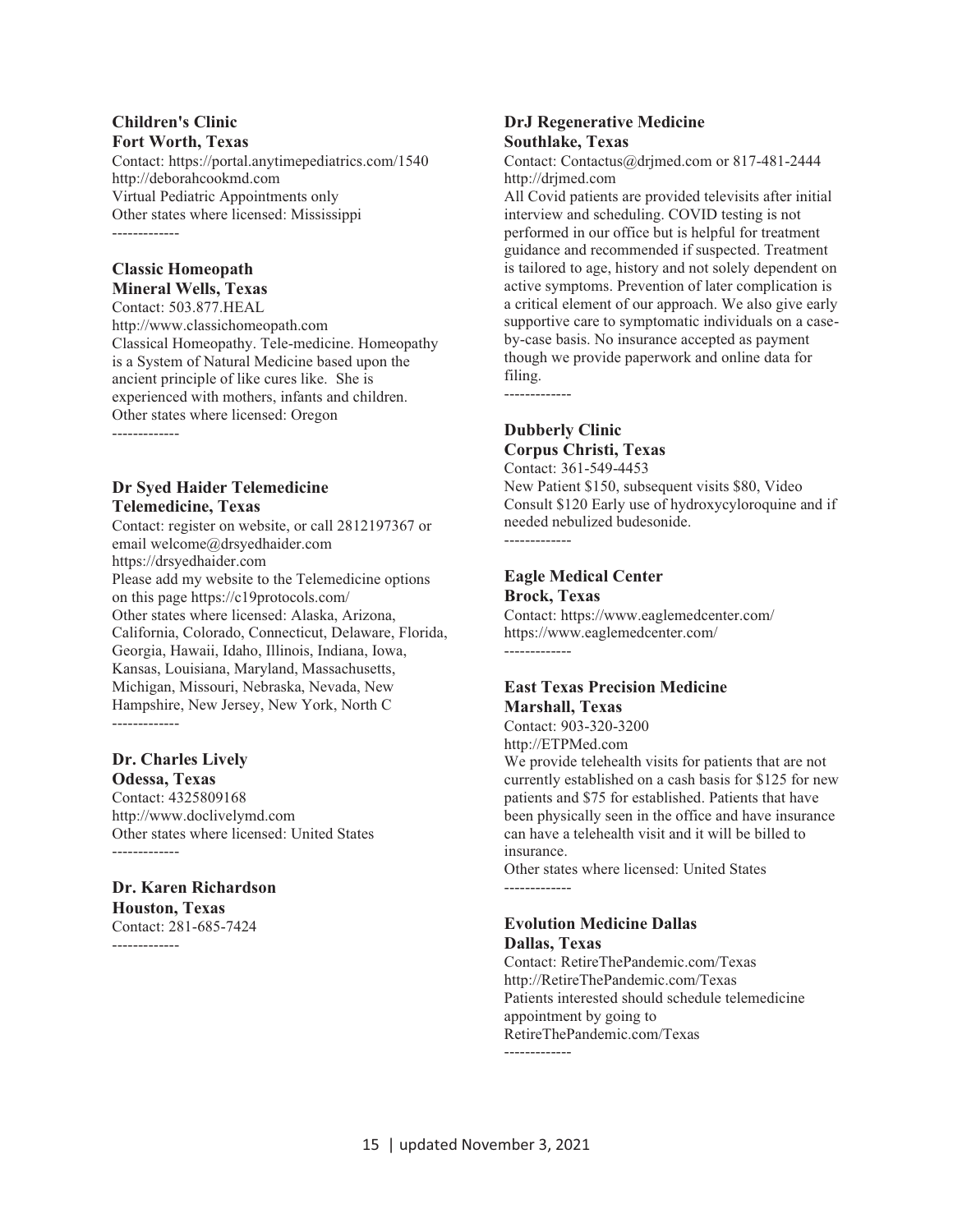**Children's Clinic**
**Fort Worth, Texas**
Contact: https://portal.anytimepediatrics.com/1540
http://deborahcookmd.com
Virtual Pediatric Appointments only
Other states where licensed: Mississippi

-------------

**Classic Homeopath**
**Mineral Wells, Texas**
Contact: 503.877.HEAL
http://www.classichomeopath.com
Classical Homeopathy. Tele-medicine. Homeopathy is a System of Natural Medicine based upon the ancient principle of like cures like. She is experienced with mothers, infants and children.
Other states where licensed: Oregon

-------------

**Dr Syed Haider Telemedicine**
**Telemedicine, Texas**
Contact: register on website, or call 2812197367 or email welcome@drsyedhaider.com
https://drsyedhaider.com
Please add my website to the Telemedicine options on this page https://c19protocols.com/
Other states where licensed: Alaska, Arizona, California, Colorado, Connecticut, Delaware, Florida, Georgia, Hawaii, Idaho, Illinois, Indiana, Iowa, Kansas, Louisiana, Maryland, Massachusetts, Michigan, Missouri, Nebraska, Nevada, New Hampshire, New Jersey, New York, North C

-------------

**Dr. Charles Lively**
**Odessa, Texas**
Contact: 4325809168
http://www.doclivelymd.com
Other states where licensed: United States

-------------

**Dr. Karen Richardson**
**Houston, Texas**
Contact: 281-685-7424

-------------

**DrJ Regenerative Medicine**
**Southlake, Texas**
Contact: Contactus@drjmed.com or 817-481-2444
http://drjmed.com
All Covid patients are provided televisits after initial interview and scheduling. COVID testing is not performed in our office but is helpful for treatment guidance and recommended if suspected. Treatment is tailored to age, history and not solely dependent on active symptoms. Prevention of later complication is a critical element of our approach. We also give early supportive care to symptomatic individuals on a case-by-case basis. No insurance accepted as payment though we provide paperwork and online data for filing.

-------------

**Dubberly Clinic**
**Corpus Christi, Texas**
Contact: 361-549-4453
New Patient $150, subsequent visits $80, Video Consult $120 Early use of hydroxycyloroquine and if needed nebulized budesonide.

-------------

**Eagle Medical Center**
**Brock, Texas**
Contact: https://www.eaglemedcenter.com/
https://www.eaglemedcenter.com/

-------------

**East Texas Precision Medicine**
**Marshall, Texas**
Contact: 903-320-3200
http://ETPMed.com
We provide telehealth visits for patients that are not currently established on a cash basis for $125 for new patients and $75 for established. Patients that have been physically seen in the office and have insurance can have a telehealth visit and it will be billed to insurance.
Other states where licensed: United States

-------------

**Evolution Medicine Dallas**
**Dallas, Texas**
Contact: RetireThePandemic.com/Texas
http://RetireThePandemic.com/Texas
Patients interested should schedule telemedicine appointment by going to RetireThePandemic.com/Texas

-------------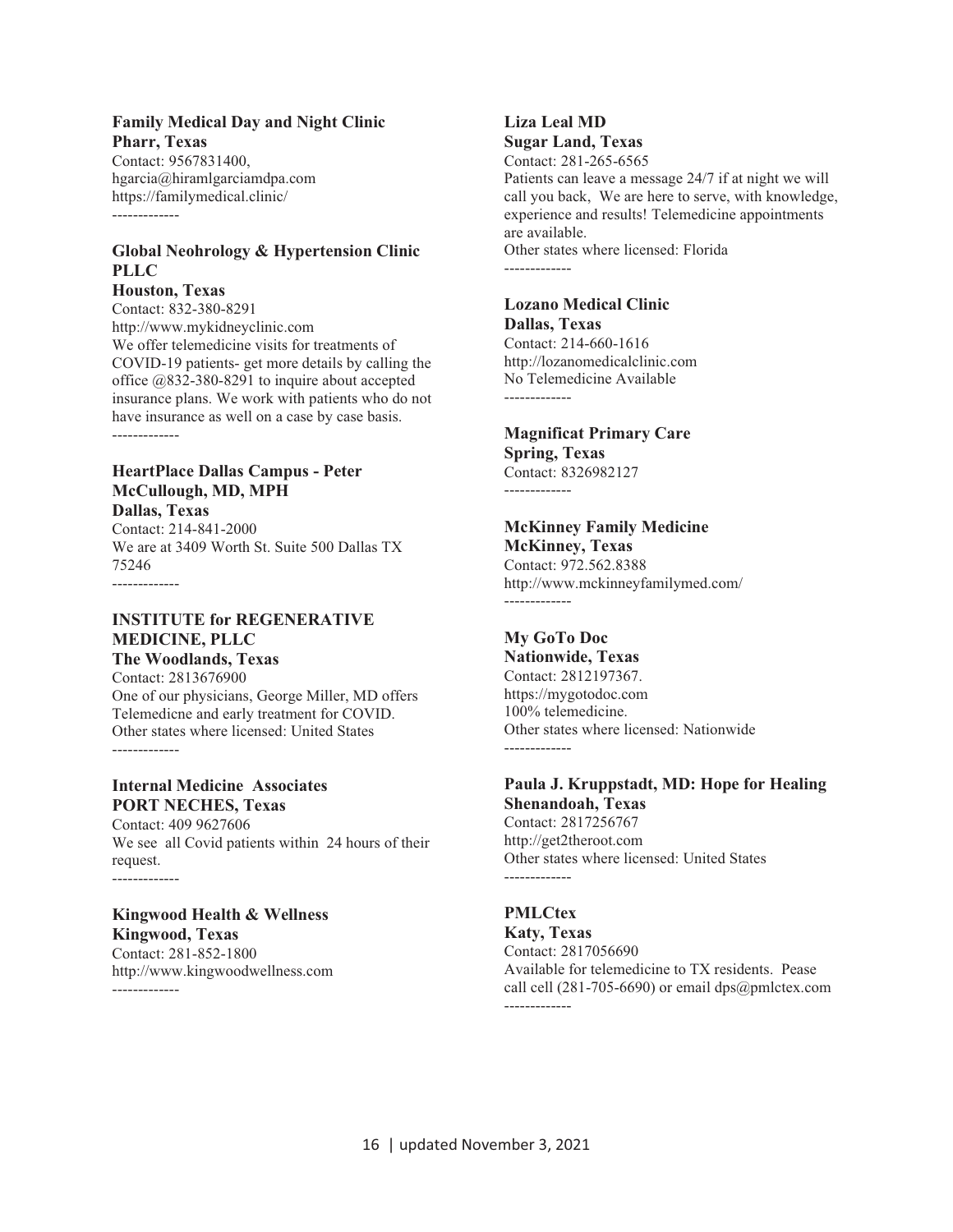**Family Medical Day and Night Clinic**
**Pharr, Texas**
Contact: 9567831400,
hgarcia@hiramlgarciamdpa.com
https://familymedical.clinic/

-------------

**Global Neohrology & Hypertension Clinic PLLC**
**Houston, Texas**
Contact: 832-380-8291
http://www.mykidneyclinic.com
We offer telemedicine visits for treatments of COVID-19 patients- get more details by calling the office @832-380-8291 to inquire about accepted insurance plans. We work with patients who do not have insurance as well on a case by case basis.

-------------

**HeartPlace Dallas Campus - Peter McCullough, MD, MPH**
**Dallas, Texas**
Contact: 214-841-2000
We are at 3409 Worth St. Suite 500 Dallas TX 75246

-------------

**INSTITUTE for REGENERATIVE MEDICINE, PLLC**
**The Woodlands, Texas**
Contact: 2813676900
One of our physicians, George Miller, MD offers Telemedicne and early treatment for COVID.
Other states where licensed: United States

-------------

**Internal Medicine Associates**
**PORT NECHES, Texas**
Contact: 409 9627606
We see all Covid patients within 24 hours of their request.

-------------

**Kingwood Health & Wellness**
**Kingwood, Texas**
Contact: 281-852-1800
http://www.kingwoodwellness.com

-------------

**Liza Leal MD**
**Sugar Land, Texas**
Contact: 281-265-6565
Patients can leave a message 24/7 if at night we will call you back, We are here to serve, with knowledge, experience and results! Telemedicine appointments are available.
Other states where licensed: Florida

-------------

**Lozano Medical Clinic**
**Dallas, Texas**
Contact: 214-660-1616
http://lozanomedicalclinic.com
No Telemedicine Available

-------------

**Magnificat Primary Care**
**Spring, Texas**
Contact: 8326982127

-------------

**McKinney Family Medicine**
**McKinney, Texas**
Contact: 972.562.8388
http://www.mckinneyfamilymed.com/

-------------

**My GoTo Doc**
**Nationwide, Texas**
Contact: 2812197367.
https://mygotodoc.com
100% telemedicine.
Other states where licensed: Nationwide

-------------

**Paula J. Kruppstadt, MD: Hope for Healing**
**Shenandoah, Texas**
Contact: 2817256767
http://get2theroot.com
Other states where licensed: United States

-------------

**PMLCtex**
**Katy, Texas**
Contact: 2817056690
Available for telemedicine to TX residents. Pease call cell (281-705-6690) or email dps@pmlctex.com

-------------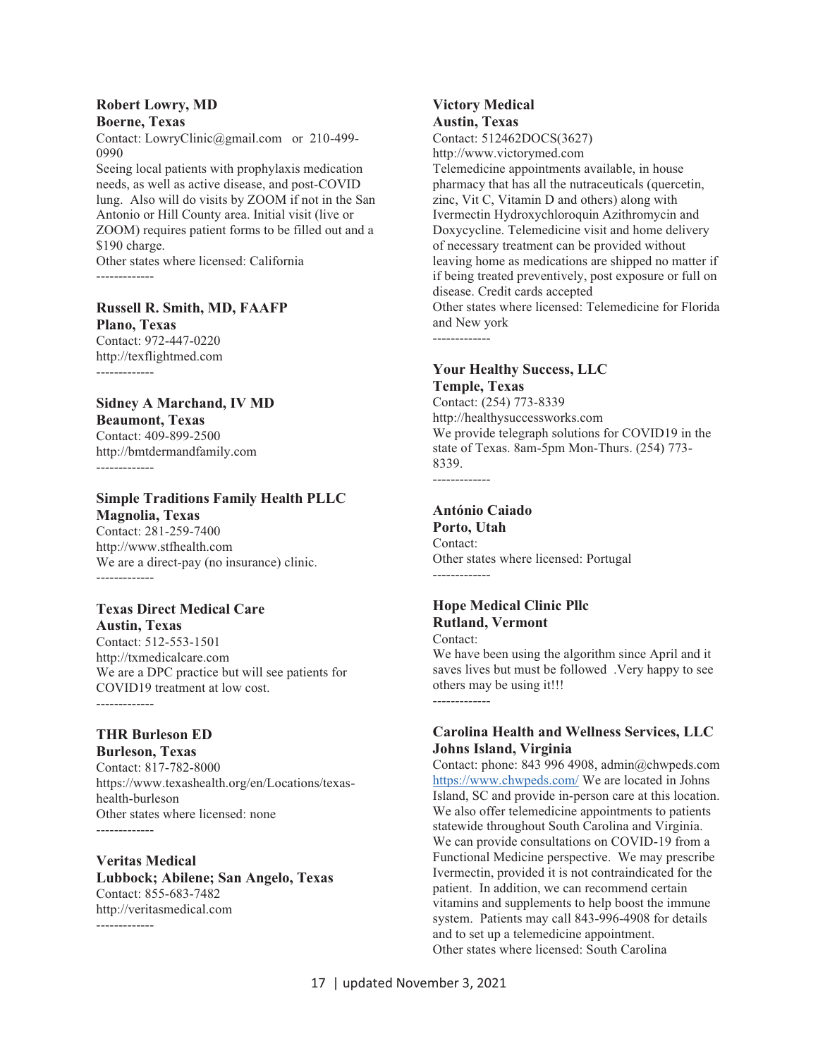**Robert Lowry, MD**
**Boerne, Texas**
Contact: LowryClinic@gmail.com or 210-499-0990
Seeing local patients with prophylaxis medication needs, as well as active disease, and post-COVID lung. Also will do visits by ZOOM if not in the San Antonio or Hill County area. Initial visit (live or ZOOM) requires patient forms to be filled out and a $190 charge.
Other states where licensed: California

-------------

**Russell R. Smith, MD, FAAFP**
**Plano, Texas**
Contact: 972-447-0220
http://texflightmed.com

-------------

**Sidney A Marchand, IV MD**
**Beaumont, Texas**
Contact: 409-899-2500
http://bmtdermandfamily.com

-------------

**Simple Traditions Family Health PLLC**
**Magnolia, Texas**
Contact: 281-259-7400
http://www.stfhealth.com
We are a direct-pay (no insurance) clinic.

-------------

**Texas Direct Medical Care**
**Austin, Texas**
Contact: 512-553-1501
http://txmedicalcare.com
We are a DPC practice but will see patients for COVID19 treatment at low cost.

-------------

**THR Burleson ED**
**Burleson, Texas**
Contact: 817-782-8000
https://www.texashealth.org/en/Locations/texas-health-burleson
Other states where licensed: none

-------------

**Veritas Medical**
**Lubbock; Abilene; San Angelo, Texas**
Contact: 855-683-7482
http://veritasmedical.com

-------------

**Victory Medical**
**Austin, Texas**
Contact: 512462DOCS(3627)
http://www.victorymed.com
Telemedicine appointments available, in house pharmacy that has all the nutraceuticals (quercetin, zinc, Vit C, Vitamin D and others) along with Ivermectin Hydroxychloroquin Azithromycin and Doxycycline. Telemedicine visit and home delivery of necessary treatment can be provided without leaving home as medications are shipped no matter if if being treated preventively, post exposure or full on disease. Credit cards accepted
Other states where licensed: Telemedicine for Florida and New york

-------------

**Your Healthy Success, LLC**
**Temple, Texas**
Contact: (254) 773-8339
http://healthysuccessworks.com
We provide telegraph solutions for COVID19 in the state of Texas. 8am-5pm Mon-Thurs. (254) 773-8339.

-------------

**António Caiado**
**Porto, Utah**
Contact:
Other states where licensed: Portugal

-------------

**Hope Medical Clinic Pllc**
**Rutland, Vermont**
Contact:
We have been using the algorithm since April and it saves lives but must be followed .Very happy to see others may be using it!!!

-------------

**Carolina Health and Wellness Services, LLC**
**Johns Island, Virginia**
Contact: phone: 843 996 4908, admin@chwpeds.com
https://www.chwpeds.com/ We are located in Johns Island, SC and provide in-person care at this location. We also offer telemedicine appointments to patients statewide throughout South Carolina and Virginia. We can provide consultations on COVID-19 from a Functional Medicine perspective. We may prescribe Ivermectin, provided it is not contraindicated for the patient. In addition, we can recommend certain vitamins and supplements to help boost the immune system. Patients may call 843-996-4908 for details and to set up a telemedicine appointment.
Other states where licensed: South Carolina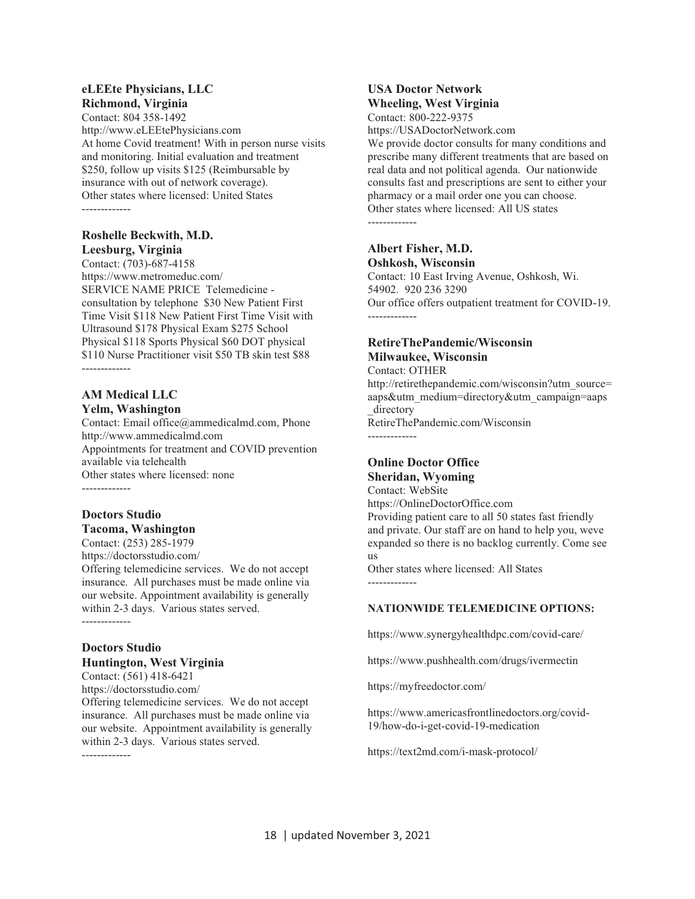**eLEEte Physicians, LLC**
**Richmond, Virginia**
Contact: 804 358-1492
http://www.eLEEtePhysicians.com
At home Covid treatment! With in person nurse visits and monitoring. Initial evaluation and treatment $250, follow up visits $125 (Reimbursable by insurance with out of network coverage).
Other states where licensed: United States

-------------

**Roshelle Beckwith, M.D.**
**Leesburg, Virginia**
Contact: (703)-687-4158
https://www.metromeduc.com/
SERVICE NAME PRICE Telemedicine - consultation by telephone $30 New Patient First Time Visit $118 New Patient First Time Visit with Ultrasound $178 Physical Exam $275 School Physical $118 Sports Physical $60 DOT physical $110 Nurse Practitioner visit $50 TB skin test $88

-------------

**AM Medical LLC**
**Yelm, Washington**
Contact: Email office@ammedicalmd.com, Phone
http://www.ammedicalmd.com
Appointments for treatment and COVID prevention available via telehealth
Other states where licensed: none

-------------

**Doctors Studio**
**Tacoma, Washington**
Contact: (253) 285-1979
https://doctorsstudio.com/
Offering telemedicine services. We do not accept insurance. All purchases must be made online via our website. Appointment availability is generally within 2-3 days. Various states served.

-------------

**Doctors Studio**
**Huntington, West Virginia**
Contact: (561) 418-6421
https://doctorsstudio.com/
Offering telemedicine services. We do not accept insurance. All purchases must be made online via our website. Appointment availability is generally within 2-3 days. Various states served.

-------------

**USA Doctor Network**
**Wheeling, West Virginia**
Contact: 800-222-9375
https://USADoctorNetwork.com
We provide doctor consults for many conditions and prescribe many different treatments that are based on real data and not political agenda. Our nationwide consults fast and prescriptions are sent to either your pharmacy or a mail order one you can choose.
Other states where licensed: All US states

-------------

**Albert Fisher, M.D.**
**Oshkosh, Wisconsin**
Contact: 10 East Irving Avenue, Oshkosh, Wi. 54902. 920 236 3290
Our office offers outpatient treatment for COVID-19.

-------------

**RetireThePandemic/Wisconsin**
**Milwaukee, Wisconsin**
Contact: OTHER
http://retirethepandemic.com/wisconsin?utm_source=aaps&utm_medium=directory&utm_campaign=aaps_directory
RetireThePandemic.com/Wisconsin

-------------

**Online Doctor Office**
**Sheridan, Wyoming**
Contact: WebSite
https://OnlineDoctorOffice.com
Providing patient care to all 50 states fast friendly and private. Our staff are on hand to help you, weve expanded so there is no backlog currently. Come see us
Other states where licensed: All States

-------------

**NATIONWIDE TELEMEDICINE OPTIONS:**

https://www.synergyhealthdpc.com/covid-care/

https://www.pushhealth.com/drugs/ivermectin

https://myfreedoctor.com/

https://www.americasfrontlinedoctors.org/covid-19/how-do-i-get-covid-19-medication

https://text2md.com/i-mask-protocol/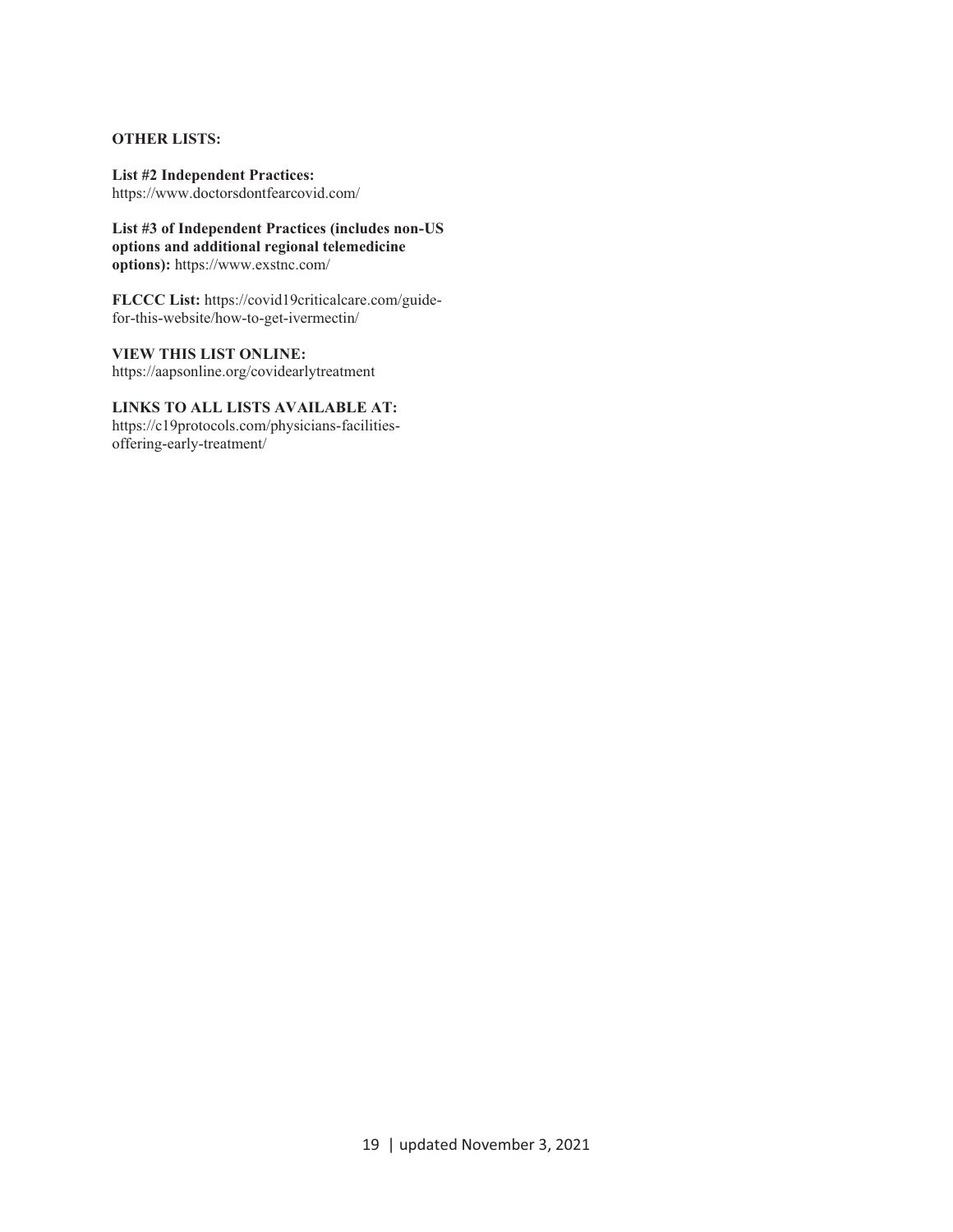**OTHER LISTS:**

**List #2 Independent Practices:**
https://www.doctorsdontfearcovid.com/

**List #3 of Independent Practices (includes non-US options and additional regional telemedicine options):** https://www.exstnc.com/

**FLCCC List:** https://covid19criticalcare.com/guide-for-this-website/how-to-get-ivermectin/

**VIEW THIS LIST ONLINE:**
https://aapsonline.org/covidearlytreatment

**LINKS TO ALL LISTS AVAILABLE AT:**
https://c19protocols.com/physicians-facilities-offering-early-treatment/